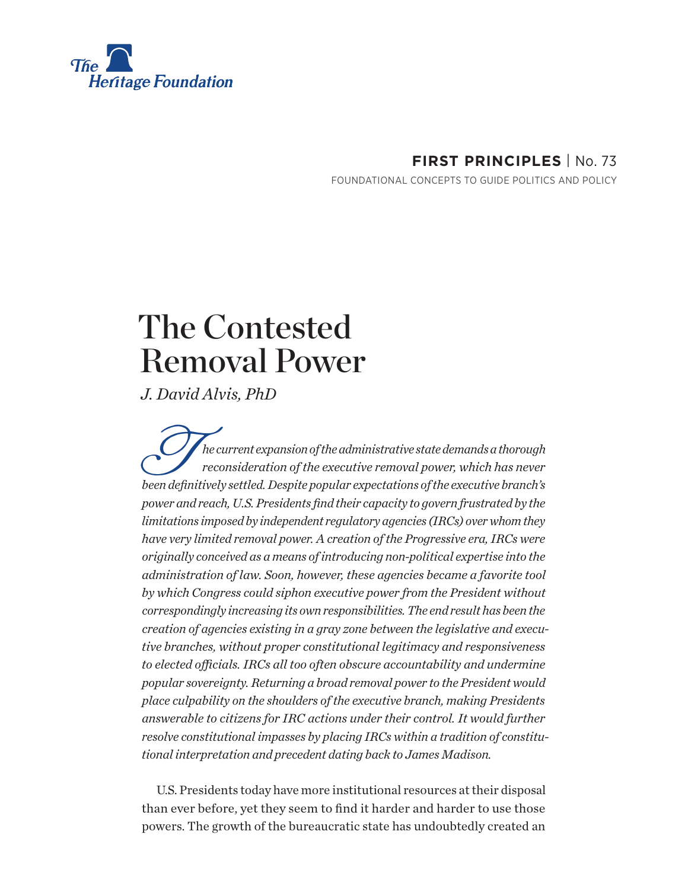The Heritage Foundation

**FIRST PRINCIPLES** | No. 73

FOUNDATIONAL CONCEPTS TO GUIDE POLITICS AND POLICY

# The Contested Removal Power

*J. David Alvis, PhD*

*The current expansion of the administrative state demands a thorough reconsideration of the executive removal power, which has never been definitively settled. Despite popular expectations of the executive branch's power and reach, U.S. Presidents find their capacity to govern frustrated by the limitations imposed by independent regulatory agencies (IRCs) over whom they have very limited removal power. A creation of the Progressive era, IRCs were originally conceived as a means of introducing non-political expertise into the administration of law. Soon, however, these agencies became a favorite tool by which Congress could siphon executive power from the President without correspondingly increasing its own responsibilities. The end result has been the creation of agencies existing in a gray zone between the legislative and executive branches, without proper constitutional legitimacy and responsiveness to elected officials. IRCs all too often obscure accountability and undermine popular sovereignty. Returning a broad removal power to the President would place culpability on the shoulders of the executive branch, making Presidents answerable to citizens for IRC actions under their control. It would further resolve constitutional impasses by placing IRCs within a tradition of constitutional interpretation and precedent dating back to James Madison.*

U.S. Presidents today have more institutional resources at their disposal than ever before, yet they seem to find it harder and harder to use those powers. The growth of the bureaucratic state has undoubtedly created an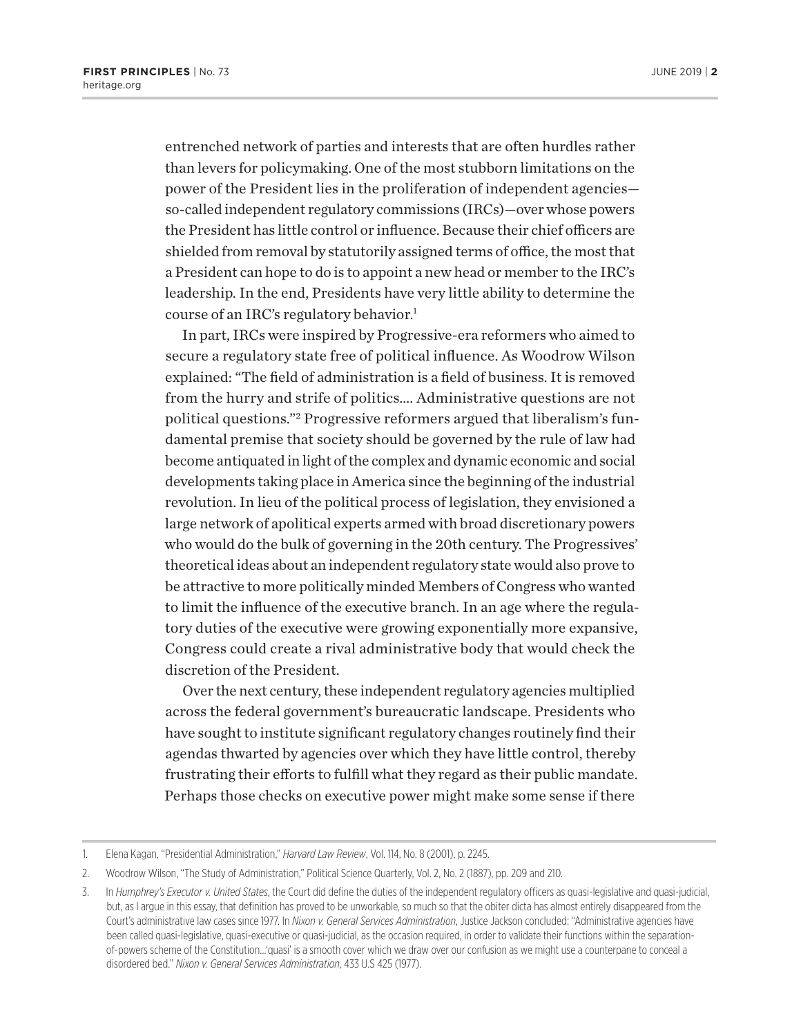entrenched network of parties and interests that are often hurdles rather than levers for policymaking. One of the most stubborn limitations on the power of the President lies in the proliferation of independent agencies—so-called independent regulatory commissions (IRCs)—over whose powers the President has little control or influence. Because their chief officers are shielded from removal by statutorily assigned terms of office, the most that a President can hope to do is to appoint a new head or member to the IRC's leadership. In the end, Presidents have very little ability to determine the course of an IRC's regulatory behavior.[1]

In part, IRCs were inspired by Progressive-era reformers who aimed to secure a regulatory state free of political influence. As Woodrow Wilson explained: "The field of administration is a field of business. It is removed from the hurry and strife of politics.... Administrative questions are not political questions."[2] Progressive reformers argued that liberalism's fundamental premise that society should be governed by the rule of law had become antiquated in light of the complex and dynamic economic and social developments taking place in America since the beginning of the industrial revolution. In lieu of the political process of legislation, they envisioned a large network of apolitical experts armed with broad discretionary powers who would do the bulk of governing in the 20th century. The Progressives' theoretical ideas about an independent regulatory state would also prove to be attractive to more politically minded Members of Congress who wanted to limit the influence of the executive branch. In an age where the regulatory duties of the executive were growing exponentially more expansive, Congress could create a rival administrative body that would check the discretion of the President.

Over the next century, these independent regulatory agencies multiplied across the federal government's bureaucratic landscape. Presidents who have sought to institute significant regulatory changes routinely find their agendas thwarted by agencies over which they have little control, thereby frustrating their efforts to fulfill what they regard as their public mandate. Perhaps those checks on executive power might make some sense if there

1. Elena Kagan, "Presidential Administration," *Harvard Law Review*, Vol. 114, No. 8 (2001), p. 2245.
2. Woodrow Wilson, "The Study of Administration," Political Science Quarterly, Vol. 2, No. 2 (1887), pp. 209 and 210.
3. In *Humphrey's Executor v. United States*, the Court did define the duties of the independent regulatory officers as quasi-legislative and quasi-judicial, but, as I argue in this essay, that definition has proved to be unworkable, so much so that the obiter dicta has almost entirely disappeared from the Court's administrative law cases since 1977. In *Nixon v. General Services Administration*, Justice Jackson concluded: "Administrative agencies have been called quasi-legislative, quasi-executive or quasi-judicial, as the occasion required, in order to validate their functions within the separation-of-powers scheme of the Constitution...'quasi' is a smooth cover which we draw over our confusion as we might use a counterpane to conceal a disordered bed." *Nixon v. General Services Administration*, 433 U.S 425 (1977).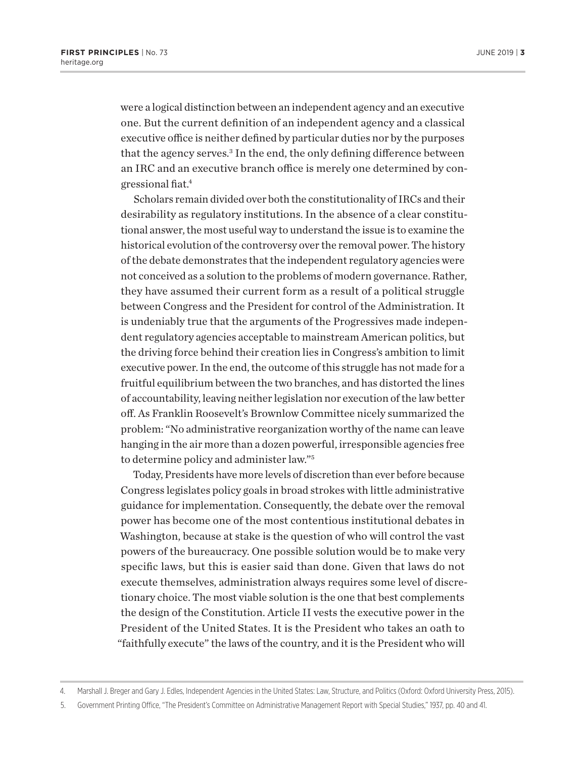were a logical distinction between an independent agency and an executive one. But the current definition of an independent agency and a classical executive office is neither defined by particular duties nor by the purposes that the agency serves.[3] In the end, the only defining difference between an IRC and an executive branch office is merely one determined by congressional fiat.[4]

Scholars remain divided over both the constitutionality of IRCs and their desirability as regulatory institutions. In the absence of a clear constitutional answer, the most useful way to understand the issue is to examine the historical evolution of the controversy over the removal power. The history of the debate demonstrates that the independent regulatory agencies were not conceived as a solution to the problems of modern governance. Rather, they have assumed their current form as a result of a political struggle between Congress and the President for control of the Administration. It is undeniably true that the arguments of the Progressives made independent regulatory agencies acceptable to mainstream American politics, but the driving force behind their creation lies in Congress's ambition to limit executive power. In the end, the outcome of this struggle has not made for a fruitful equilibrium between the two branches, and has distorted the lines of accountability, leaving neither legislation nor execution of the law better off. As Franklin Roosevelt's Brownlow Committee nicely summarized the problem: "No administrative reorganization worthy of the name can leave hanging in the air more than a dozen powerful, irresponsible agencies free to determine policy and administer law."[5]

Today, Presidents have more levels of discretion than ever before because Congress legislates policy goals in broad strokes with little administrative guidance for implementation. Consequently, the debate over the removal power has become one of the most contentious institutional debates in Washington, because at stake is the question of who will control the vast powers of the bureaucracy. One possible solution would be to make very specific laws, but this is easier said than done. Given that laws do not execute themselves, administration always requires some level of discretionary choice. The most viable solution is the one that best complements the design of the Constitution. Article II vests the executive power in the President of the United States. It is the President who takes an oath to "faithfully execute" the laws of the country, and it is the President who will

4. Marshall J. Breger and Gary J. Edles, Independent Agencies in the United States: Law, Structure, and Politics (Oxford: Oxford University Press, 2015).

5. Government Printing Office, "The President's Committee on Administrative Management Report with Special Studies," 1937, pp. 40 and 41.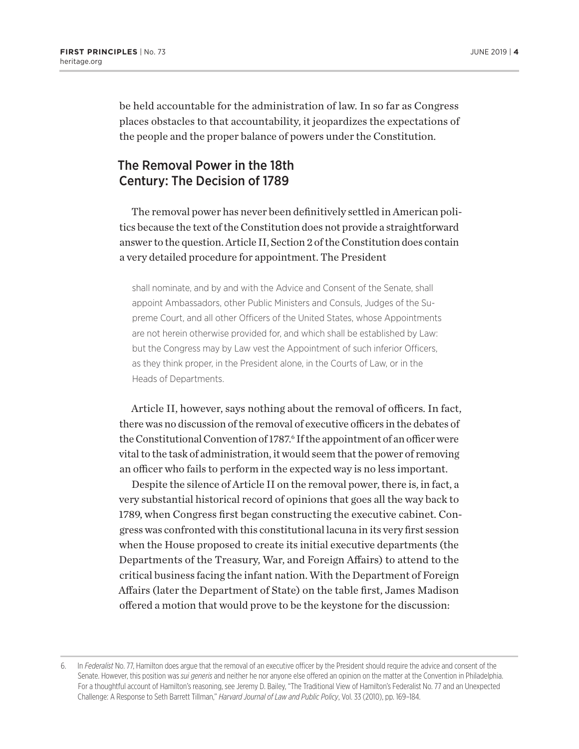be held accountable for the administration of law. In so far as Congress places obstacles to that accountability, it jeopardizes the expectations of the people and the proper balance of powers under the Constitution.

## The Removal Power in the 18th Century: The Decision of 1789

The removal power has never been definitively settled in American politics because the text of the Constitution does not provide a straightforward answer to the question. Article II, Section 2 of the Constitution does contain a very detailed procedure for appointment. The President

> shall nominate, and by and with the Advice and Consent of the Senate, shall appoint Ambassadors, other Public Ministers and Consuls, Judges of the Supreme Court, and all other Officers of the United States, whose Appointments are not herein otherwise provided for, and which shall be established by Law: but the Congress may by Law vest the Appointment of such inferior Officers, as they think proper, in the President alone, in the Courts of Law, or in the Heads of Departments.

Article II, however, says nothing about the removal of officers. In fact, there was no discussion of the removal of executive officers in the debates of the Constitutional Convention of 1787.[6] If the appointment of an officer were vital to the task of administration, it would seem that the power of removing an officer who fails to perform in the expected way is no less important.

Despite the silence of Article II on the removal power, there is, in fact, a very substantial historical record of opinions that goes all the way back to 1789, when Congress first began constructing the executive cabinet. Congress was confronted with this constitutional lacuna in its very first session when the House proposed to create its initial executive departments (the Departments of the Treasury, War, and Foreign Affairs) to attend to the critical business facing the infant nation. With the Department of Foreign Affairs (later the Department of State) on the table first, James Madison offered a motion that would prove to be the keystone for the discussion:

---

6. In *Federalist* No. 77, Hamilton does argue that the removal of an executive officer by the President should require the advice and consent of the Senate. However, this position was *sui generis* and neither he nor anyone else offered an opinion on the matter at the Convention in Philadelphia. For a thoughtful account of Hamilton's reasoning, see Jeremy D. Bailey, "The Traditional View of Hamilton's Federalist No. 77 and an Unexpected Challenge: A Response to Seth Barrett Tillman," *Harvard Journal of Law and Public Policy*, Vol. 33 (2010), pp. 169–184.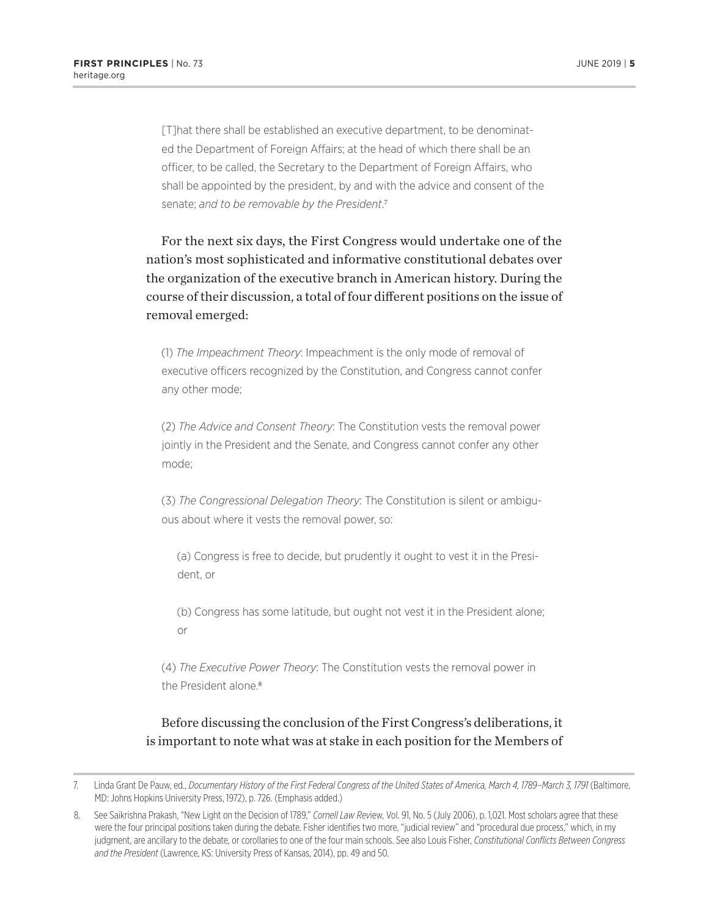> [T]hat there shall be established an executive department, to be denominated the Department of Foreign Affairs; at the head of which there shall be an officer, to be called, the Secretary to the Department of Foreign Affairs, who shall be appointed by the president, by and with the advice and consent of the senate; *and to be removable by the President*.[7]

For the next six days, the First Congress would undertake one of the nation's most sophisticated and informative constitutional debates over the organization of the executive branch in American history. During the course of their discussion, a total of four different positions on the issue of removal emerged:

> (1) *The Impeachment Theory*: Impeachment is the only mode of removal of executive officers recognized by the Constitution, and Congress cannot confer any other mode;
>
> (2) *The Advice and Consent Theory*: The Constitution vests the removal power jointly in the President and the Senate, and Congress cannot confer any other mode;
>
> (3) *The Congressional Delegation Theory*: The Constitution is silent or ambiguous about where it vests the removal power, so:
>
> > (a) Congress is free to decide, but prudently it ought to vest it in the President, or
> >
> > (b) Congress has some latitude, but ought not vest it in the President alone; or
>
> (4) *The Executive Power Theory*: The Constitution vests the removal power in the President alone.[8]

Before discussing the conclusion of the First Congress's deliberations, it is important to note what was at stake in each position for the Members of

7. Linda Grant De Pauw, ed., *Documentary History of the First Federal Congress of the United States of America, March 4, 1789–March 3, 1791* (Baltimore, MD: Johns Hopkins University Press, 1972), p. 726. (Emphasis added.)

8. See Saikrishna Prakash, "New Light on the Decision of 1789," *Cornell Law Review*, Vol. 91, No. 5 (July 2006), p. 1,021. Most scholars agree that these were the four principal positions taken during the debate. Fisher identifies two more, "judicial review" and "procedural due process," which, in my judgment, are ancillary to the debate, or corollaries to one of the four main schools. See also Louis Fisher, *Constitutional Conflicts Between Congress and the President* (Lawrence, KS: University Press of Kansas, 2014), pp. 49 and 50.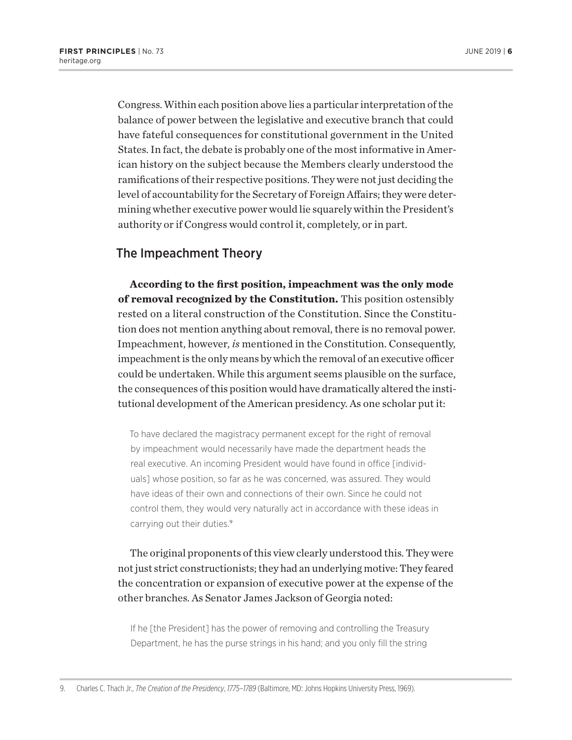Congress. Within each position above lies a particular interpretation of the balance of power between the legislative and executive branch that could have fateful consequences for constitutional government in the United States. In fact, the debate is probably one of the most informative in American history on the subject because the Members clearly understood the ramifications of their respective positions. They were not just deciding the level of accountability for the Secretary of Foreign Affairs; they were determining whether executive power would lie squarely within the President's authority or if Congress would control it, completely, or in part.

## The Impeachment Theory

**According to the first position, impeachment was the only mode of removal recognized by the Constitution.** This position ostensibly rested on a literal construction of the Constitution. Since the Constitution does not mention anything about removal, there is no removal power. Impeachment, however, *is* mentioned in the Constitution. Consequently, impeachment is the only means by which the removal of an executive officer could be undertaken. While this argument seems plausible on the surface, the consequences of this position would have dramatically altered the institutional development of the American presidency. As one scholar put it:

> To have declared the magistracy permanent except for the right of removal by impeachment would necessarily have made the department heads the real executive. An incoming President would have found in office [individuals] whose position, so far as he was concerned, was assured. They would have ideas of their own and connections of their own. Since he could not control them, they would very naturally act in accordance with these ideas in carrying out their duties.[9]

The original proponents of this view clearly understood this. They were not just strict constructionists; they had an underlying motive: They feared the concentration or expansion of executive power at the expense of the other branches. As Senator James Jackson of Georgia noted:

> If he [the President] has the power of removing and controlling the Treasury Department, he has the purse strings in his hand; and you only fill the string

9. Charles C. Thach Jr., *The Creation of the Presidency, 1775–1789* (Baltimore, MD: Johns Hopkins University Press, 1969).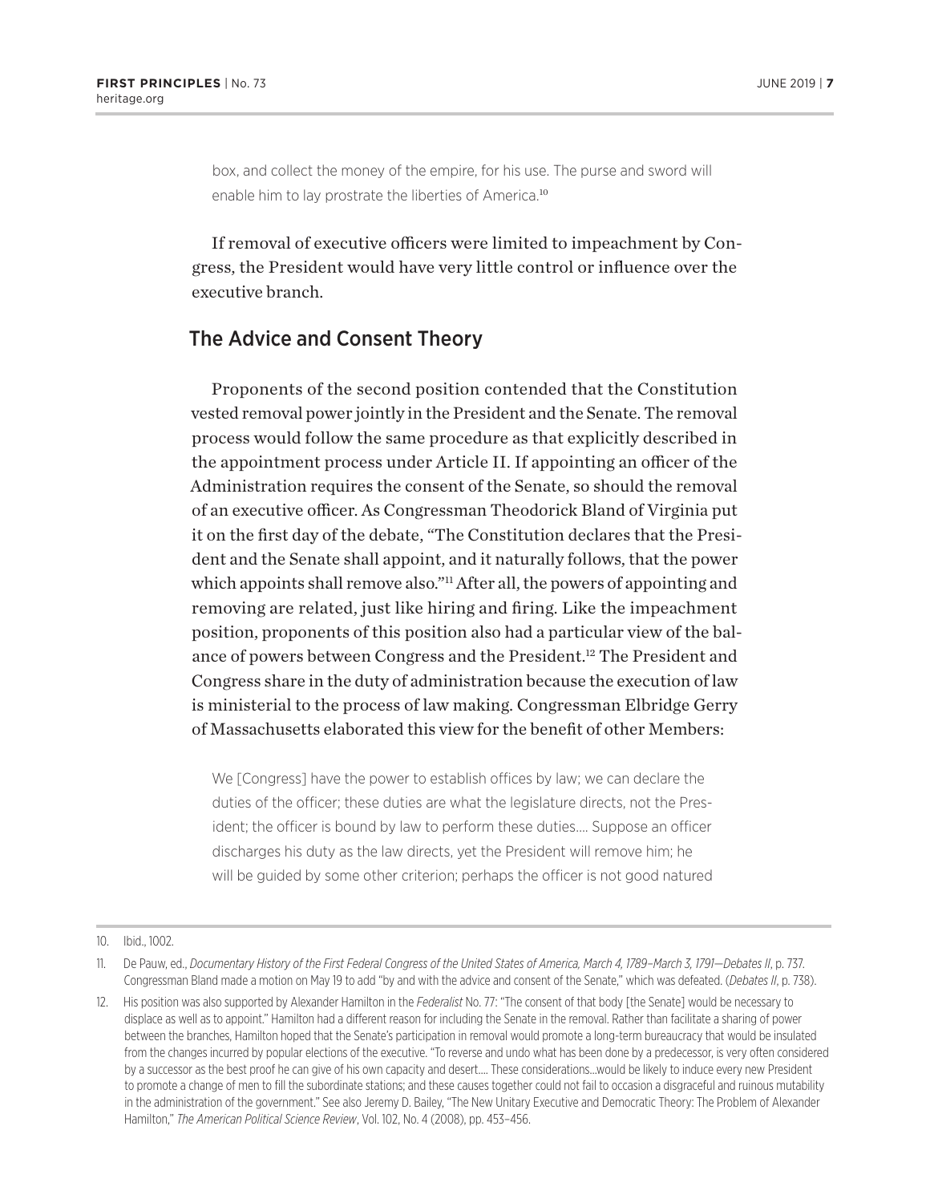> box, and collect the money of the empire, for his use. The purse and sword will enable him to lay prostrate the liberties of America.[10]

If removal of executive officers were limited to impeachment by Congress, the President would have very little control or influence over the executive branch.

## The Advice and Consent Theory

Proponents of the second position contended that the Constitution vested removal power jointly in the President and the Senate. The removal process would follow the same procedure as that explicitly described in the appointment process under Article II. If appointing an officer of the Administration requires the consent of the Senate, so should the removal of an executive officer. As Congressman Theodorick Bland of Virginia put it on the first day of the debate, "The Constitution declares that the President and the Senate shall appoint, and it naturally follows, that the power which appoints shall remove also."[11] After all, the powers of appointing and removing are related, just like hiring and firing. Like the impeachment position, proponents of this position also had a particular view of the balance of powers between Congress and the President.[12] The President and Congress share in the duty of administration because the execution of law is ministerial to the process of law making. Congressman Elbridge Gerry of Massachusetts elaborated this view for the benefit of other Members:

> We [Congress] have the power to establish offices by law; we can declare the duties of the officer; these duties are what the legislature directs, not the President; the officer is bound by law to perform these duties.... Suppose an officer discharges his duty as the law directs, yet the President will remove him; he will be guided by some other criterion; perhaps the officer is not good natured

---

10. Ibid., 1002.

11. De Pauw, ed., *Documentary History of the First Federal Congress of the United States of America, March 4, 1789–March 3, 1791—Debates II*, p. 737. Congressman Bland made a motion on May 19 to add "by and with the advice and consent of the Senate," which was defeated. (*Debates II*, p. 738).

12. His position was also supported by Alexander Hamilton in the *Federalist* No. 77: "The consent of that body [the Senate] would be necessary to displace as well as to appoint." Hamilton had a different reason for including the Senate in the removal. Rather than facilitate a sharing of power between the branches, Hamilton hoped that the Senate's participation in removal would promote a long-term bureaucracy that would be insulated from the changes incurred by popular elections of the executive. "To reverse and undo what has been done by a predecessor, is very often considered by a successor as the best proof he can give of his own capacity and desert.... These considerations...would be likely to induce every new President to promote a change of men to fill the subordinate stations; and these causes together could not fail to occasion a disgraceful and ruinous mutability in the administration of the government." See also Jeremy D. Bailey, "The New Unitary Executive and Democratic Theory: The Problem of Alexander Hamilton," *The American Political Science Review*, Vol. 102, No. 4 (2008), pp. 453–456.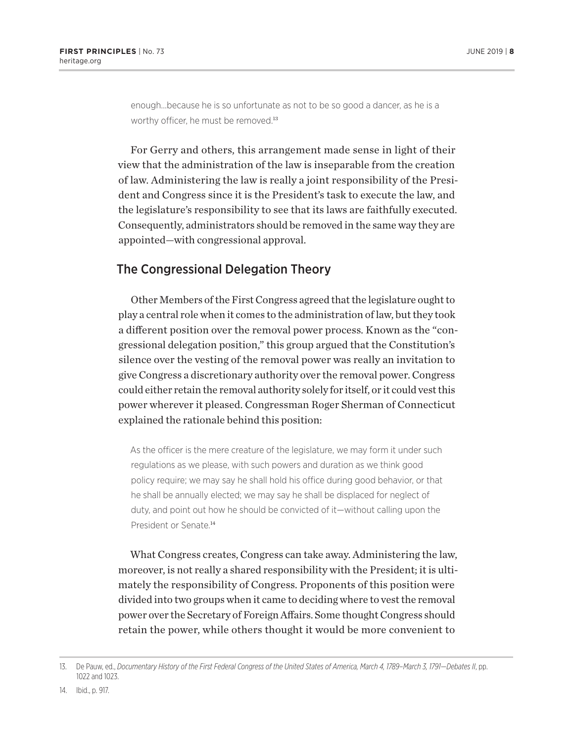> enough...because he is so unfortunate as not to be so good a dancer, as he is a worthy officer, he must be removed.[13]

For Gerry and others, this arrangement made sense in light of their view that the administration of the law is inseparable from the creation of law. Administering the law is really a joint responsibility of the President and Congress since it is the President's task to execute the law, and the legislature's responsibility to see that its laws are faithfully executed. Consequently, administrators should be removed in the same way they are appointed—with congressional approval.

## The Congressional Delegation Theory

Other Members of the First Congress agreed that the legislature ought to play a central role when it comes to the administration of law, but they took a different position over the removal power process. Known as the "congressional delegation position," this group argued that the Constitution's silence over the vesting of the removal power was really an invitation to give Congress a discretionary authority over the removal power. Congress could either retain the removal authority solely for itself, or it could vest this power wherever it pleased. Congressman Roger Sherman of Connecticut explained the rationale behind this position:

> As the officer is the mere creature of the legislature, we may form it under such regulations as we please, with such powers and duration as we think good policy require; we may say he shall hold his office during good behavior, or that he shall be annually elected; we may say he shall be displaced for neglect of duty, and point out how he should be convicted of it—without calling upon the President or Senate.[14]

What Congress creates, Congress can take away. Administering the law, moreover, is not really a shared responsibility with the President; it is ultimately the responsibility of Congress. Proponents of this position were divided into two groups when it came to deciding where to vest the removal power over the Secretary of Foreign Affairs. Some thought Congress should retain the power, while others thought it would be more convenient to

13. De Pauw, ed., *Documentary History of the First Federal Congress of the United States of America, March 4, 1789–March 3, 1791—Debates II*, pp. 1022 and 1023.

14. Ibid., p. 917.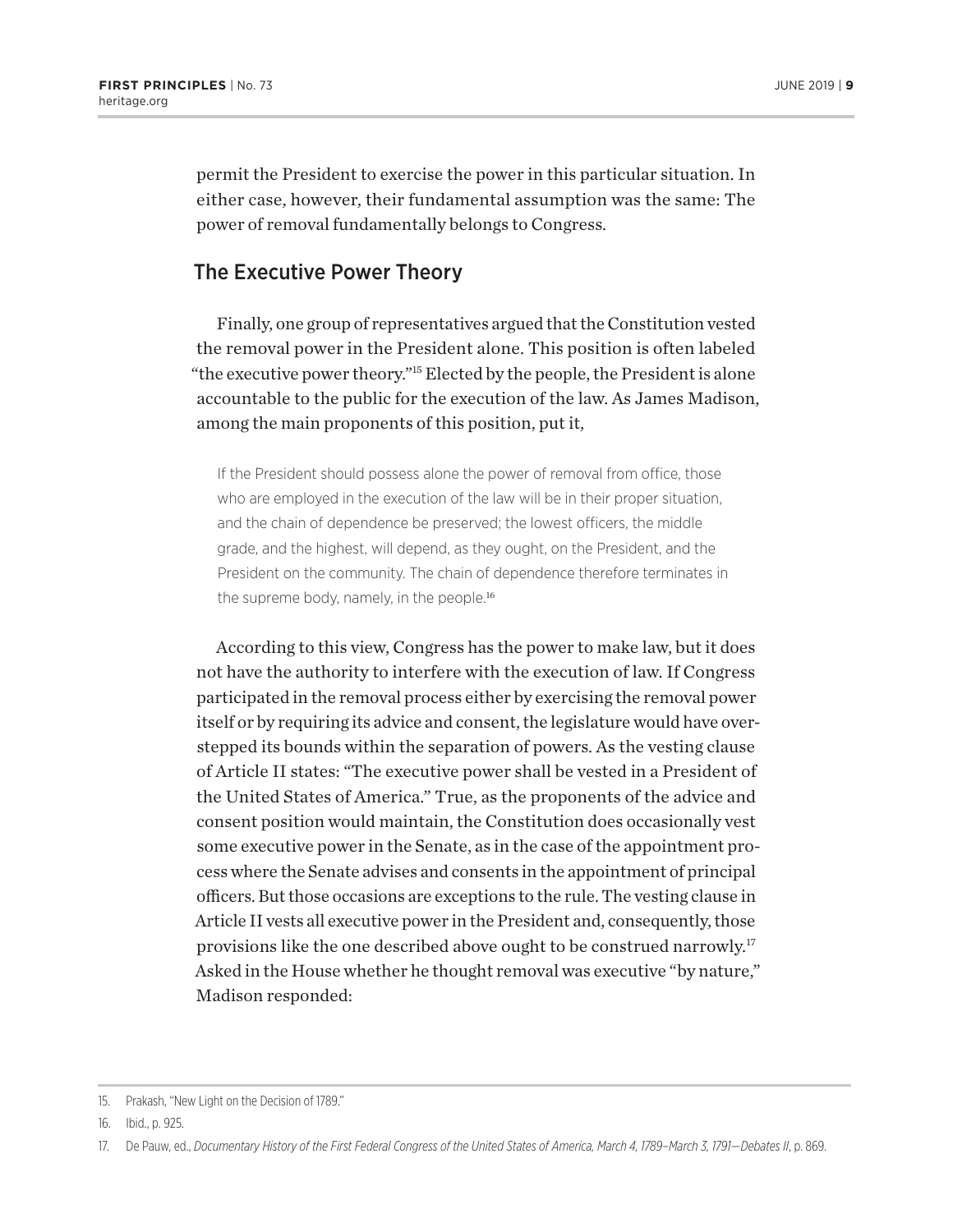permit the President to exercise the power in this particular situation. In either case, however, their fundamental assumption was the same: The power of removal fundamentally belongs to Congress.

## The Executive Power Theory

Finally, one group of representatives argued that the Constitution vested the removal power in the President alone. This position is often labeled "the executive power theory."[15] Elected by the people, the President is alone accountable to the public for the execution of the law. As James Madison, among the main proponents of this position, put it,

> If the President should possess alone the power of removal from office, those who are employed in the execution of the law will be in their proper situation, and the chain of dependence be preserved; the lowest officers, the middle grade, and the highest, will depend, as they ought, on the President, and the President on the community. The chain of dependence therefore terminates in the supreme body, namely, in the people.[16]

According to this view, Congress has the power to make law, but it does not have the authority to interfere with the execution of law. If Congress participated in the removal process either by exercising the removal power itself or by requiring its advice and consent, the legislature would have overstepped its bounds within the separation of powers. As the vesting clause of Article II states: "The executive power shall be vested in a President of the United States of America." True, as the proponents of the advice and consent position would maintain, the Constitution does occasionally vest some executive power in the Senate, as in the case of the appointment process where the Senate advises and consents in the appointment of principal officers. But those occasions are exceptions to the rule. The vesting clause in Article II vests all executive power in the President and, consequently, those provisions like the one described above ought to be construed narrowly.[17] Asked in the House whether he thought removal was executive "by nature," Madison responded:

---

15. Prakash, "New Light on the Decision of 1789."
16. Ibid., p. 925.
17. De Pauw, ed., *Documentary History of the First Federal Congress of the United States of America, March 4, 1789–March 3, 1791—Debates II*, p. 869.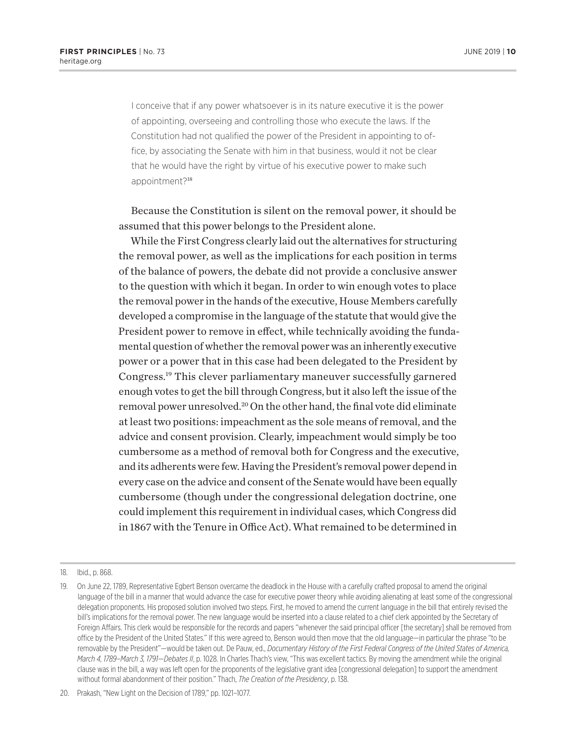> I conceive that if any power whatsoever is in its nature executive it is the power of appointing, overseeing and controlling those who execute the laws. If the Constitution had not qualified the power of the President in appointing to office, by associating the Senate with him in that business, would it not be clear that he would have the right by virtue of his executive power to make such appointment?[18]

Because the Constitution is silent on the removal power, it should be assumed that this power belongs to the President alone.

While the First Congress clearly laid out the alternatives for structuring the removal power, as well as the implications for each position in terms of the balance of powers, the debate did not provide a conclusive answer to the question with which it began. In order to win enough votes to place the removal power in the hands of the executive, House Members carefully developed a compromise in the language of the statute that would give the President power to remove in effect, while technically avoiding the fundamental question of whether the removal power was an inherently executive power or a power that in this case had been delegated to the President by Congress.[19] This clever parliamentary maneuver successfully garnered enough votes to get the bill through Congress, but it also left the issue of the removal power unresolved.[20] On the other hand, the final vote did eliminate at least two positions: impeachment as the sole means of removal, and the advice and consent provision. Clearly, impeachment would simply be too cumbersome as a method of removal both for Congress and the executive, and its adherents were few. Having the President's removal power depend in every case on the advice and consent of the Senate would have been equally cumbersome (though under the congressional delegation doctrine, one could implement this requirement in individual cases, which Congress did in 1867 with the Tenure in Office Act). What remained to be determined in

---

18. Ibid., p. 868.

19. On June 22, 1789, Representative Egbert Benson overcame the deadlock in the House with a carefully crafted proposal to amend the original language of the bill in a manner that would advance the case for executive power theory while avoiding alienating at least some of the congressional delegation proponents. His proposed solution involved two steps. First, he moved to amend the current language in the bill that entirely revised the bill's implications for the removal power. The new language would be inserted into a clause related to a chief clerk appointed by the Secretary of Foreign Affairs. This clerk would be responsible for the records and papers "whenever the said principal officer [the secretary] shall be removed from office by the President of the United States." If this were agreed to, Benson would then move that the old language—in particular the phrase "to be removable by the President"—would be taken out. De Pauw, ed., *Documentary History of the First Federal Congress of the United States of America, March 4, 1789–March 3, 1791—Debates II*, p. 1028. In Charles Thach's view, "This was excellent tactics. By moving the amendment while the original clause was in the bill, a way was left open for the proponents of the legislative grant idea [congressional delegation] to support the amendment without formal abandonment of their position." Thach, *The Creation of the Presidency*, p. 138.

20. Prakash, "New Light on the Decision of 1789," pp. 1021–1077.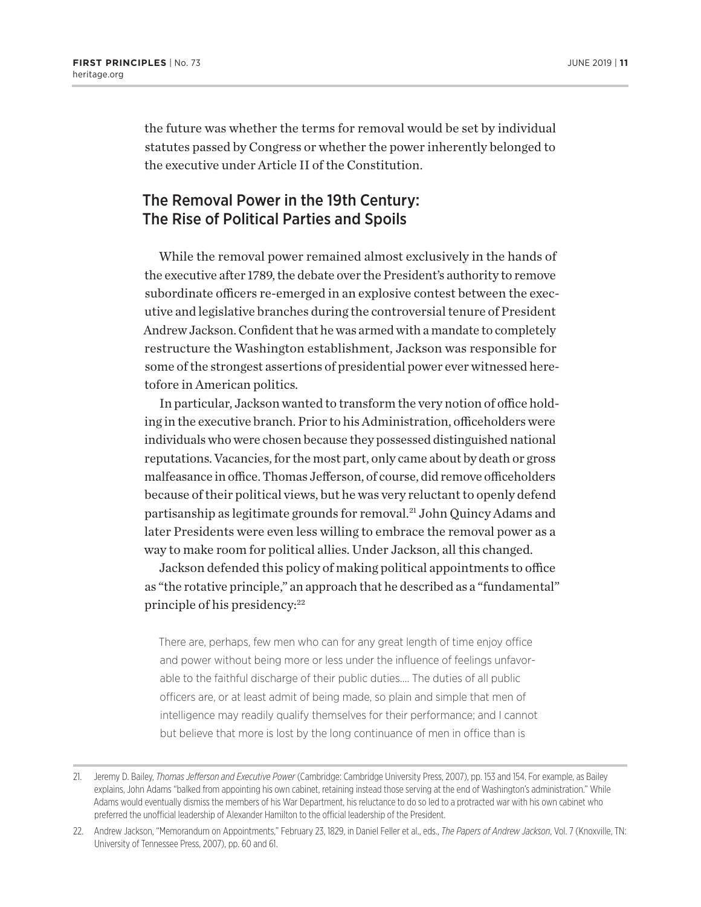the future was whether the terms for removal would be set by individual statutes passed by Congress or whether the power inherently belonged to the executive under Article II of the Constitution.

## The Removal Power in the 19th Century: The Rise of Political Parties and Spoils

While the removal power remained almost exclusively in the hands of the executive after 1789, the debate over the President's authority to remove subordinate officers re-emerged in an explosive contest between the executive and legislative branches during the controversial tenure of President Andrew Jackson. Confident that he was armed with a mandate to completely restructure the Washington establishment, Jackson was responsible for some of the strongest assertions of presidential power ever witnessed heretofore in American politics.

In particular, Jackson wanted to transform the very notion of office holding in the executive branch. Prior to his Administration, officeholders were individuals who were chosen because they possessed distinguished national reputations. Vacancies, for the most part, only came about by death or gross malfeasance in office. Thomas Jefferson, of course, did remove officeholders because of their political views, but he was very reluctant to openly defend partisanship as legitimate grounds for removal.[21] John Quincy Adams and later Presidents were even less willing to embrace the removal power as a way to make room for political allies. Under Jackson, all this changed.

Jackson defended this policy of making political appointments to office as "the rotative principle," an approach that he described as a "fundamental" principle of his presidency:[22]

> There are, perhaps, few men who can for any great length of time enjoy office and power without being more or less under the influence of feelings unfavorable to the faithful discharge of their public duties.... The duties of all public officers are, or at least admit of being made, so plain and simple that men of intelligence may readily qualify themselves for their performance; and I cannot but believe that more is lost by the long continuance of men in office than is

---

21. Jeremy D. Bailey, *Thomas Jefferson and Executive Power* (Cambridge: Cambridge University Press, 2007), pp. 153 and 154. For example, as Bailey explains, John Adams "balked from appointing his own cabinet, retaining instead those serving at the end of Washington's administration." While Adams would eventually dismiss the members of his War Department, his reluctance to do so led to a protracted war with his own cabinet who preferred the unofficial leadership of Alexander Hamilton to the official leadership of the President.

22. Andrew Jackson, "Memorandum on Appointments," February 23, 1829, in Daniel Feller et al., eds., *The Papers of Andrew Jackson*, Vol. 7 (Knoxville, TN: University of Tennessee Press, 2007), pp. 60 and 61.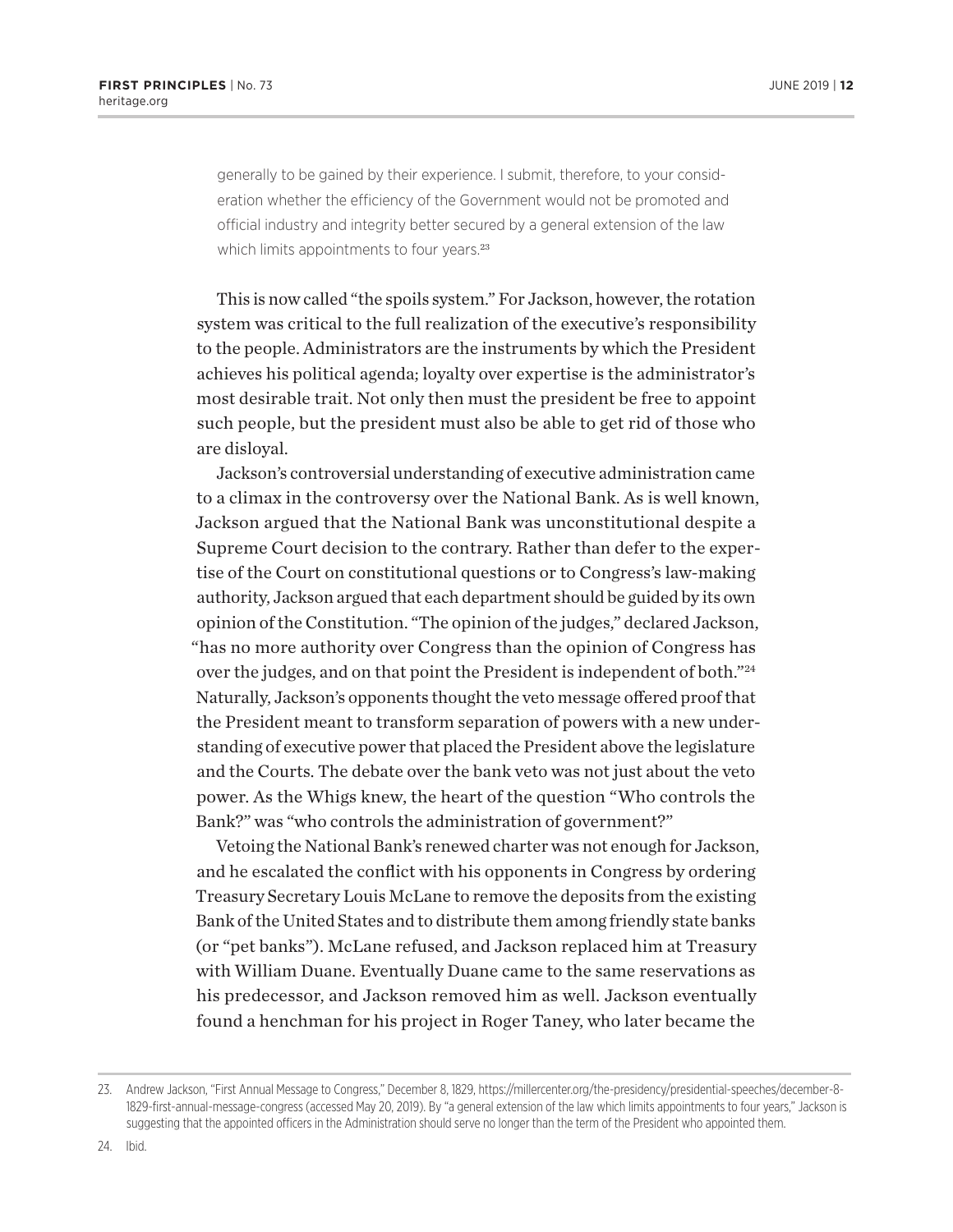> generally to be gained by their experience. I submit, therefore, to your consideration whether the efficiency of the Government would not be promoted and official industry and integrity better secured by a general extension of the law which limits appointments to four years.[23]

This is now called "the spoils system." For Jackson, however, the rotation system was critical to the full realization of the executive's responsibility to the people. Administrators are the instruments by which the President achieves his political agenda; loyalty over expertise is the administrator's most desirable trait. Not only then must the president be free to appoint such people, but the president must also be able to get rid of those who are disloyal.

Jackson's controversial understanding of executive administration came to a climax in the controversy over the National Bank. As is well known, Jackson argued that the National Bank was unconstitutional despite a Supreme Court decision to the contrary. Rather than defer to the expertise of the Court on constitutional questions or to Congress's law-making authority, Jackson argued that each department should be guided by its own opinion of the Constitution. "The opinion of the judges," declared Jackson, "has no more authority over Congress than the opinion of Congress has over the judges, and on that point the President is independent of both."[24] Naturally, Jackson's opponents thought the veto message offered proof that the President meant to transform separation of powers with a new understanding of executive power that placed the President above the legislature and the Courts. The debate over the bank veto was not just about the veto power. As the Whigs knew, the heart of the question "Who controls the Bank?" was "who controls the administration of government?"

Vetoing the National Bank's renewed charter was not enough for Jackson, and he escalated the conflict with his opponents in Congress by ordering Treasury Secretary Louis McLane to remove the deposits from the existing Bank of the United States and to distribute them among friendly state banks (or "pet banks"). McLane refused, and Jackson replaced him at Treasury with William Duane. Eventually Duane came to the same reservations as his predecessor, and Jackson removed him as well. Jackson eventually found a henchman for his project in Roger Taney, who later became the

---

23. Andrew Jackson, "First Annual Message to Congress," December 8, 1829, https://millercenter.org/the-presidency/presidential-speeches/december-8-1829-first-annual-message-congress (accessed May 20, 2019). By "a general extension of the law which limits appointments to four years," Jackson is suggesting that the appointed officers in the Administration should serve no longer than the term of the President who appointed them.

24. Ibid.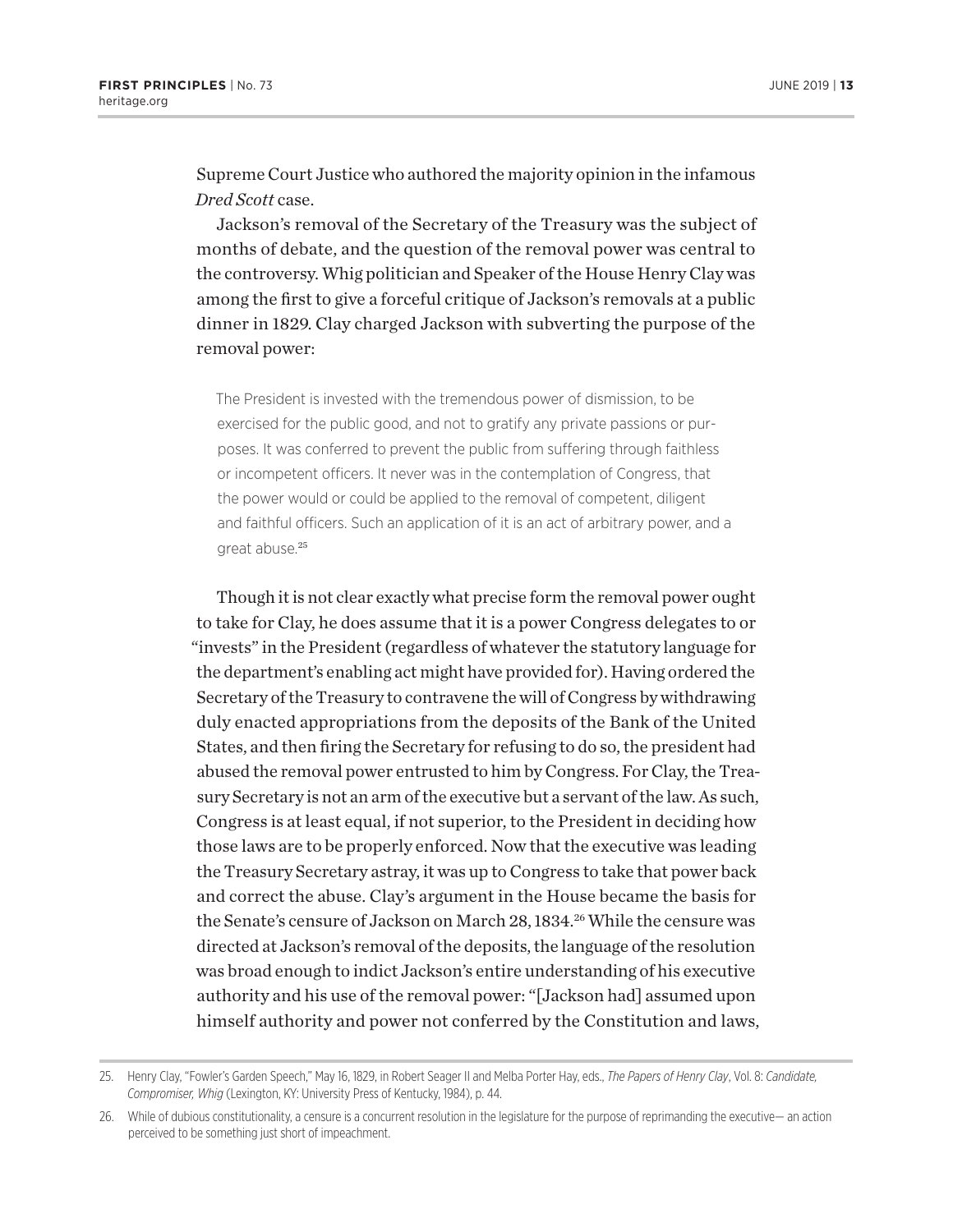Supreme Court Justice who authored the majority opinion in the infamous *Dred Scott* case.

Jackson's removal of the Secretary of the Treasury was the subject of months of debate, and the question of the removal power was central to the controversy. Whig politician and Speaker of the House Henry Clay was among the first to give a forceful critique of Jackson's removals at a public dinner in 1829. Clay charged Jackson with subverting the purpose of the removal power:

> The President is invested with the tremendous power of dismission, to be exercised for the public good, and not to gratify any private passions or purposes. It was conferred to prevent the public from suffering through faithless or incompetent officers. It never was in the contemplation of Congress, that the power would or could be applied to the removal of competent, diligent and faithful officers. Such an application of it is an act of arbitrary power, and a great abuse.[25]

Though it is not clear exactly what precise form the removal power ought to take for Clay, he does assume that it is a power Congress delegates to or "invests" in the President (regardless of whatever the statutory language for the department's enabling act might have provided for). Having ordered the Secretary of the Treasury to contravene the will of Congress by withdrawing duly enacted appropriations from the deposits of the Bank of the United States, and then firing the Secretary for refusing to do so, the president had abused the removal power entrusted to him by Congress. For Clay, the Treasury Secretary is not an arm of the executive but a servant of the law. As such, Congress is at least equal, if not superior, to the President in deciding how those laws are to be properly enforced. Now that the executive was leading the Treasury Secretary astray, it was up to Congress to take that power back and correct the abuse. Clay's argument in the House became the basis for the Senate's censure of Jackson on March 28, 1834.[26] While the censure was directed at Jackson's removal of the deposits, the language of the resolution was broad enough to indict Jackson's entire understanding of his executive authority and his use of the removal power: "[Jackson had] assumed upon himself authority and power not conferred by the Constitution and laws,

---

25. Henry Clay, "Fowler's Garden Speech," May 16, 1829, in Robert Seager II and Melba Porter Hay, eds., *The Papers of Henry Clay*, Vol. 8: *Candidate, Compromiser, Whig* (Lexington, KY: University Press of Kentucky, 1984), p. 44.

26. While of dubious constitutionality, a censure is a concurrent resolution in the legislature for the purpose of reprimanding the executive— an action perceived to be something just short of impeachment.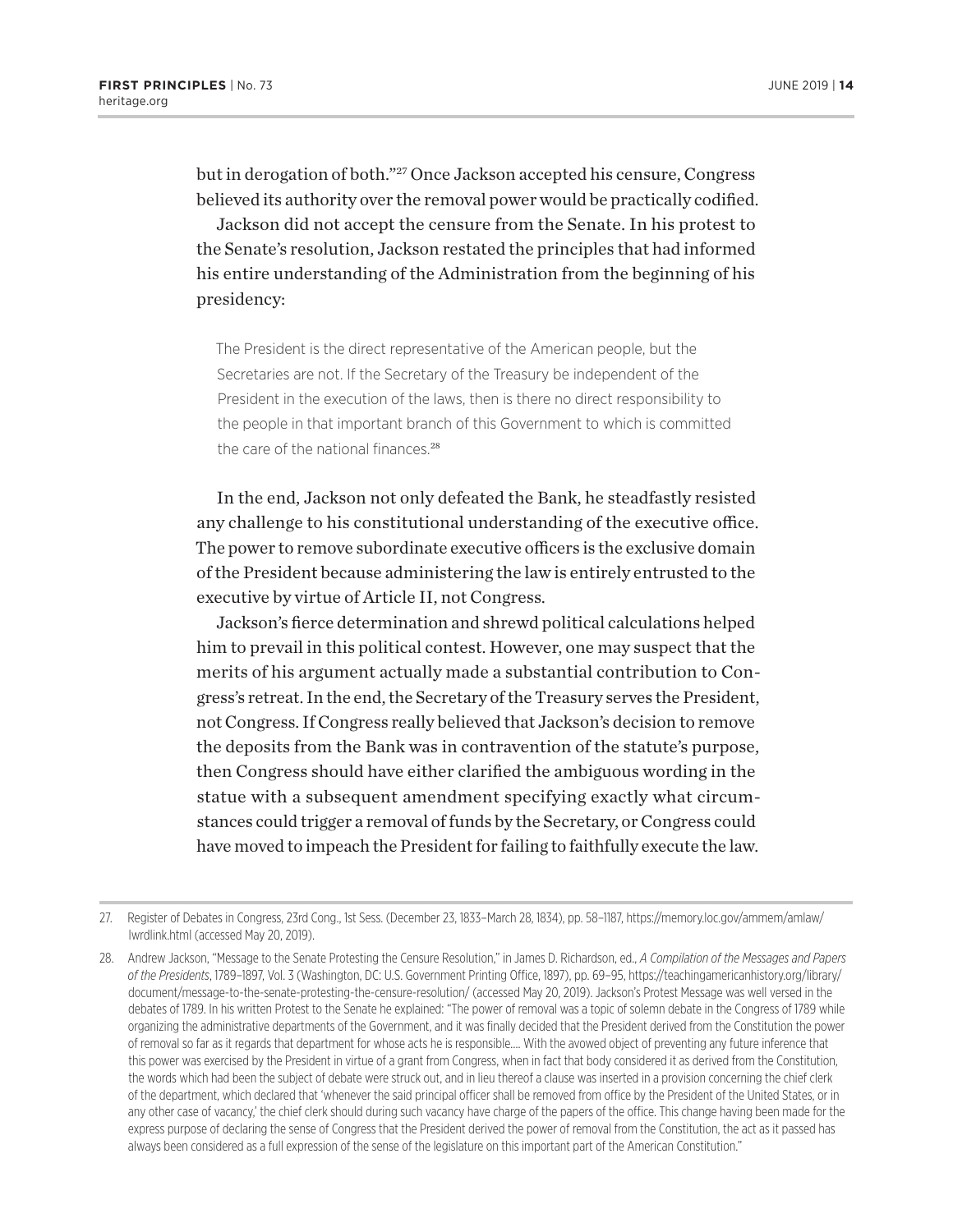but in derogation of both."[27] Once Jackson accepted his censure, Congress believed its authority over the removal power would be practically codified.

Jackson did not accept the censure from the Senate. In his protest to the Senate's resolution, Jackson restated the principles that had informed his entire understanding of the Administration from the beginning of his presidency:

> The President is the direct representative of the American people, but the Secretaries are not. If the Secretary of the Treasury be independent of the President in the execution of the laws, then is there no direct responsibility to the people in that important branch of this Government to which is committed the care of the national finances.[28]

In the end, Jackson not only defeated the Bank, he steadfastly resisted any challenge to his constitutional understanding of the executive office. The power to remove subordinate executive officers is the exclusive domain of the President because administering the law is entirely entrusted to the executive by virtue of Article II, not Congress.

Jackson's fierce determination and shrewd political calculations helped him to prevail in this political contest. However, one may suspect that the merits of his argument actually made a substantial contribution to Congress's retreat. In the end, the Secretary of the Treasury serves the President, not Congress. If Congress really believed that Jackson's decision to remove the deposits from the Bank was in contravention of the statute's purpose, then Congress should have either clarified the ambiguous wording in the statue with a subsequent amendment specifying exactly what circumstances could trigger a removal of funds by the Secretary, or Congress could have moved to impeach the President for failing to faithfully execute the law.

---

27. Register of Debates in Congress, 23rd Cong., 1st Sess. (December 23, 1833–March 28, 1834), pp. 58–1187, https://memory.loc.gov/ammem/amlaw/lwrdlink.html (accessed May 20, 2019).

28. Andrew Jackson, "Message to the Senate Protesting the Censure Resolution," in James D. Richardson, ed., *A Compilation of the Messages and Papers of the Presidents*, 1789–1897, Vol. 3 (Washington, DC: U.S. Government Printing Office, 1897), pp. 69–95, https://teachingamericanhistory.org/library/document/message-to-the-senate-protesting-the-censure-resolution/ (accessed May 20, 2019). Jackson's Protest Message was well versed in the debates of 1789. In his written Protest to the Senate he explained: "The power of removal was a topic of solemn debate in the Congress of 1789 while organizing the administrative departments of the Government, and it was finally decided that the President derived from the Constitution the power of removal so far as it regards that department for whose acts he is responsible.… With the avowed object of preventing any future inference that this power was exercised by the President in virtue of a grant from Congress, when in fact that body considered it as derived from the Constitution, the words which had been the subject of debate were struck out, and in lieu thereof a clause was inserted in a provision concerning the chief clerk of the department, which declared that 'whenever the said principal officer shall be removed from office by the President of the United States, or in any other case of vacancy,' the chief clerk should during such vacancy have charge of the papers of the office. This change having been made for the express purpose of declaring the sense of Congress that the President derived the power of removal from the Constitution, the act as it passed has always been considered as a full expression of the sense of the legislature on this important part of the American Constitution."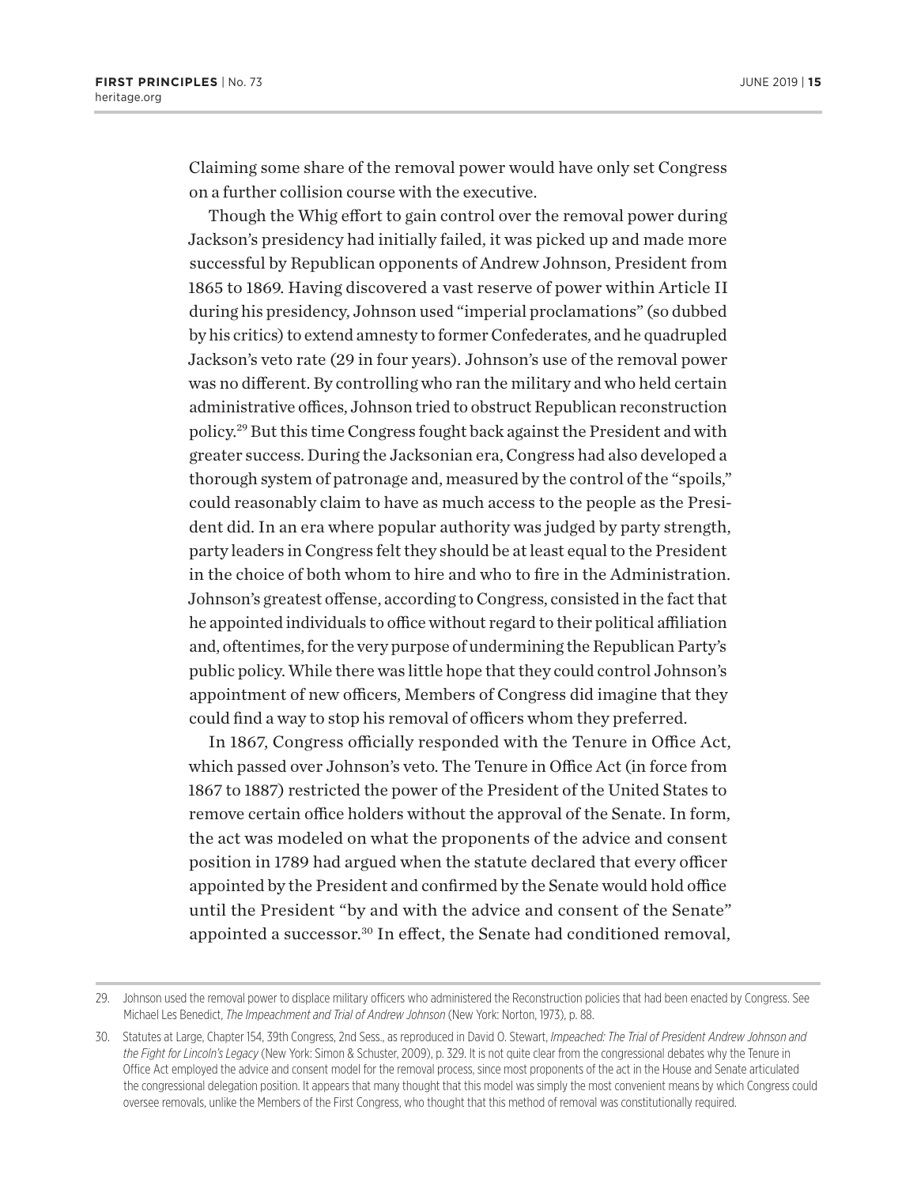Claiming some share of the removal power would have only set Congress on a further collision course with the executive.

Though the Whig effort to gain control over the removal power during Jackson's presidency had initially failed, it was picked up and made more successful by Republican opponents of Andrew Johnson, President from 1865 to 1869. Having discovered a vast reserve of power within Article II during his presidency, Johnson used "imperial proclamations" (so dubbed by his critics) to extend amnesty to former Confederates, and he quadrupled Jackson's veto rate (29 in four years). Johnson's use of the removal power was no different. By controlling who ran the military and who held certain administrative offices, Johnson tried to obstruct Republican reconstruction policy.[29] But this time Congress fought back against the President and with greater success. During the Jacksonian era, Congress had also developed a thorough system of patronage and, measured by the control of the "spoils," could reasonably claim to have as much access to the people as the President did. In an era where popular authority was judged by party strength, party leaders in Congress felt they should be at least equal to the President in the choice of both whom to hire and who to fire in the Administration. Johnson's greatest offense, according to Congress, consisted in the fact that he appointed individuals to office without regard to their political affiliation and, oftentimes, for the very purpose of undermining the Republican Party's public policy. While there was little hope that they could control Johnson's appointment of new officers, Members of Congress did imagine that they could find a way to stop his removal of officers whom they preferred.

In 1867, Congress officially responded with the Tenure in Office Act, which passed over Johnson's veto. The Tenure in Office Act (in force from 1867 to 1887) restricted the power of the President of the United States to remove certain office holders without the approval of the Senate. In form, the act was modeled on what the proponents of the advice and consent position in 1789 had argued when the statute declared that every officer appointed by the President and confirmed by the Senate would hold office until the President "by and with the advice and consent of the Senate" appointed a successor.[30] In effect, the Senate had conditioned removal,

29. Johnson used the removal power to displace military officers who administered the Reconstruction policies that had been enacted by Congress. See Michael Les Benedict, *The Impeachment and Trial of Andrew Johnson* (New York: Norton, 1973), p. 88.

30. Statutes at Large, Chapter 154, 39th Congress, 2nd Sess., as reproduced in David O. Stewart, *Impeached: The Trial of President Andrew Johnson and the Fight for Lincoln's Legacy* (New York: Simon & Schuster, 2009), p. 329. It is not quite clear from the congressional debates why the Tenure in Office Act employed the advice and consent model for the removal process, since most proponents of the act in the House and Senate articulated the congressional delegation position. It appears that many thought that this model was simply the most convenient means by which Congress could oversee removals, unlike the Members of the First Congress, who thought that this method of removal was constitutionally required.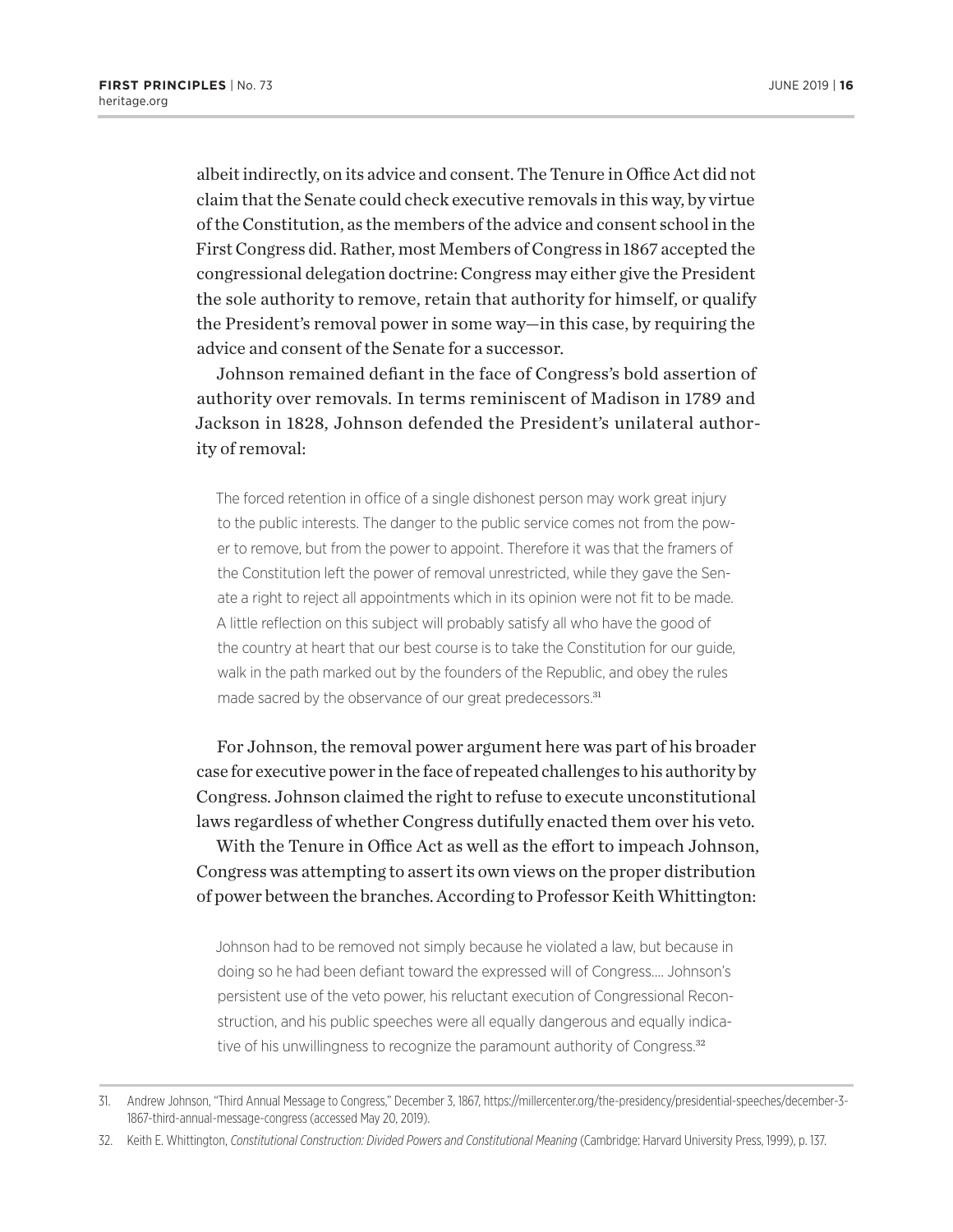albeit indirectly, on its advice and consent. The Tenure in Office Act did not claim that the Senate could check executive removals in this way, by virtue of the Constitution, as the members of the advice and consent school in the First Congress did. Rather, most Members of Congress in 1867 accepted the congressional delegation doctrine: Congress may either give the President the sole authority to remove, retain that authority for himself, or qualify the President's removal power in some way—in this case, by requiring the advice and consent of the Senate for a successor.

Johnson remained defiant in the face of Congress's bold assertion of authority over removals. In terms reminiscent of Madison in 1789 and Jackson in 1828, Johnson defended the President's unilateral authority of removal:

> The forced retention in office of a single dishonest person may work great injury to the public interests. The danger to the public service comes not from the power to remove, but from the power to appoint. Therefore it was that the framers of the Constitution left the power of removal unrestricted, while they gave the Senate a right to reject all appointments which in its opinion were not fit to be made. A little reflection on this subject will probably satisfy all who have the good of the country at heart that our best course is to take the Constitution for our guide, walk in the path marked out by the founders of the Republic, and obey the rules made sacred by the observance of our great predecessors.[31]

For Johnson, the removal power argument here was part of his broader case for executive power in the face of repeated challenges to his authority by Congress. Johnson claimed the right to refuse to execute unconstitutional laws regardless of whether Congress dutifully enacted them over his veto.

With the Tenure in Office Act as well as the effort to impeach Johnson, Congress was attempting to assert its own views on the proper distribution of power between the branches. According to Professor Keith Whittington:

> Johnson had to be removed not simply because he violated a law, but because in doing so he had been defiant toward the expressed will of Congress.... Johnson's persistent use of the veto power, his reluctant execution of Congressional Reconstruction, and his public speeches were all equally dangerous and equally indicative of his unwillingness to recognize the paramount authority of Congress.[32]

---

31. Andrew Johnson, "Third Annual Message to Congress," December 3, 1867, https://millercenter.org/the-presidency/presidential-speeches/december-3-1867-third-annual-message-congress (accessed May 20, 2019).

32. Keith E. Whittington, *Constitutional Construction: Divided Powers and Constitutional Meaning* (Cambridge: Harvard University Press, 1999), p. 137.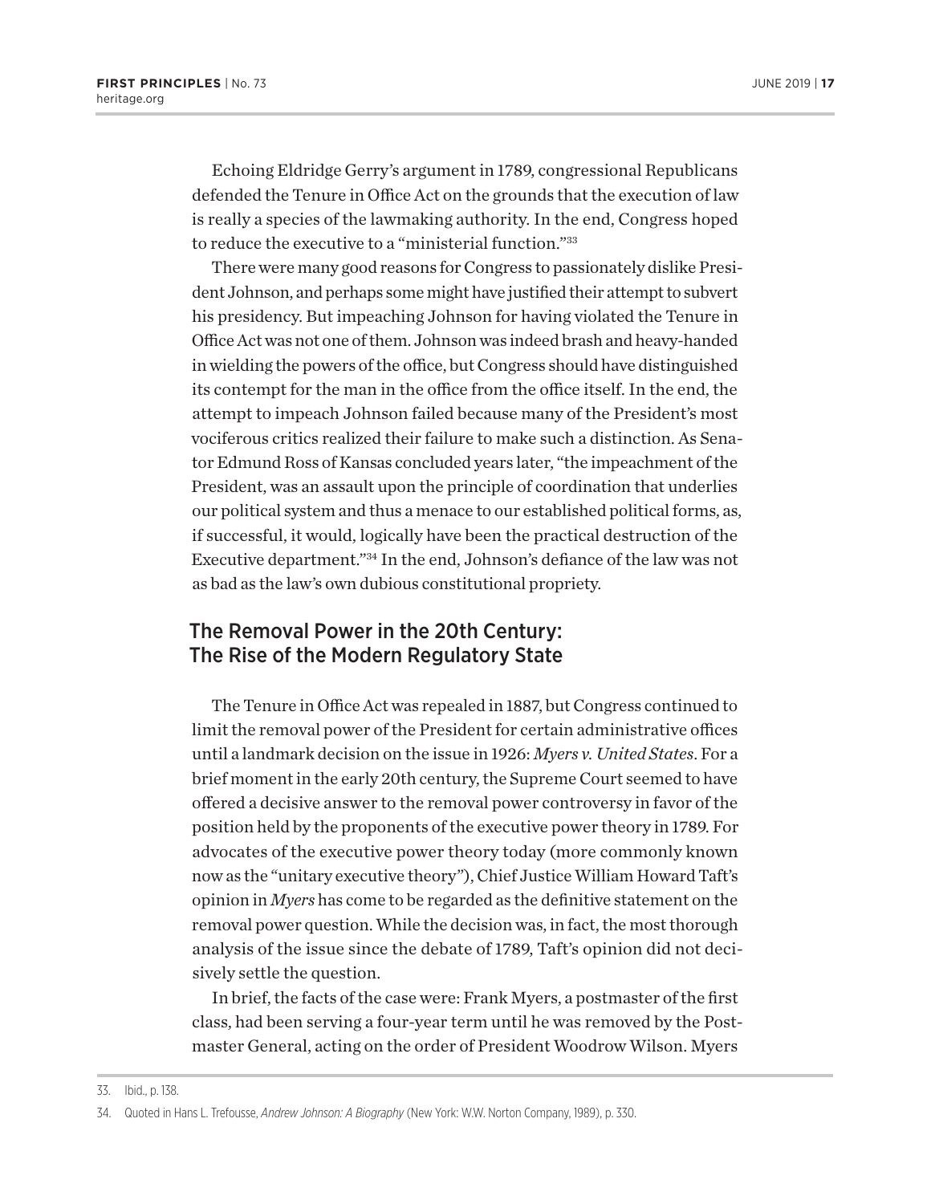Echoing Eldridge Gerry's argument in 1789, congressional Republicans defended the Tenure in Office Act on the grounds that the execution of law is really a species of the lawmaking authority. In the end, Congress hoped to reduce the executive to a "ministerial function."[33]

There were many good reasons for Congress to passionately dislike President Johnson, and perhaps some might have justified their attempt to subvert his presidency. But impeaching Johnson for having violated the Tenure in Office Act was not one of them. Johnson was indeed brash and heavy-handed in wielding the powers of the office, but Congress should have distinguished its contempt for the man in the office from the office itself. In the end, the attempt to impeach Johnson failed because many of the President's most vociferous critics realized their failure to make such a distinction. As Senator Edmund Ross of Kansas concluded years later, "the impeachment of the President, was an assault upon the principle of coordination that underlies our political system and thus a menace to our established political forms, as, if successful, it would, logically have been the practical destruction of the Executive department."[34] In the end, Johnson's defiance of the law was not as bad as the law's own dubious constitutional propriety.

## The Removal Power in the 20th Century: The Rise of the Modern Regulatory State

The Tenure in Office Act was repealed in 1887, but Congress continued to limit the removal power of the President for certain administrative offices until a landmark decision on the issue in 1926: *Myers v. United States*. For a brief moment in the early 20th century, the Supreme Court seemed to have offered a decisive answer to the removal power controversy in favor of the position held by the proponents of the executive power theory in 1789. For advocates of the executive power theory today (more commonly known now as the "unitary executive theory"), Chief Justice William Howard Taft's opinion in *Myers* has come to be regarded as the definitive statement on the removal power question. While the decision was, in fact, the most thorough analysis of the issue since the debate of 1789, Taft's opinion did not decisively settle the question.

In brief, the facts of the case were: Frank Myers, a postmaster of the first class, had been serving a four-year term until he was removed by the Postmaster General, acting on the order of President Woodrow Wilson. Myers

33. Ibid., p. 138.

34. Quoted in Hans L. Trefousse, *Andrew Johnson: A Biography* (New York: W.W. Norton Company, 1989), p. 330.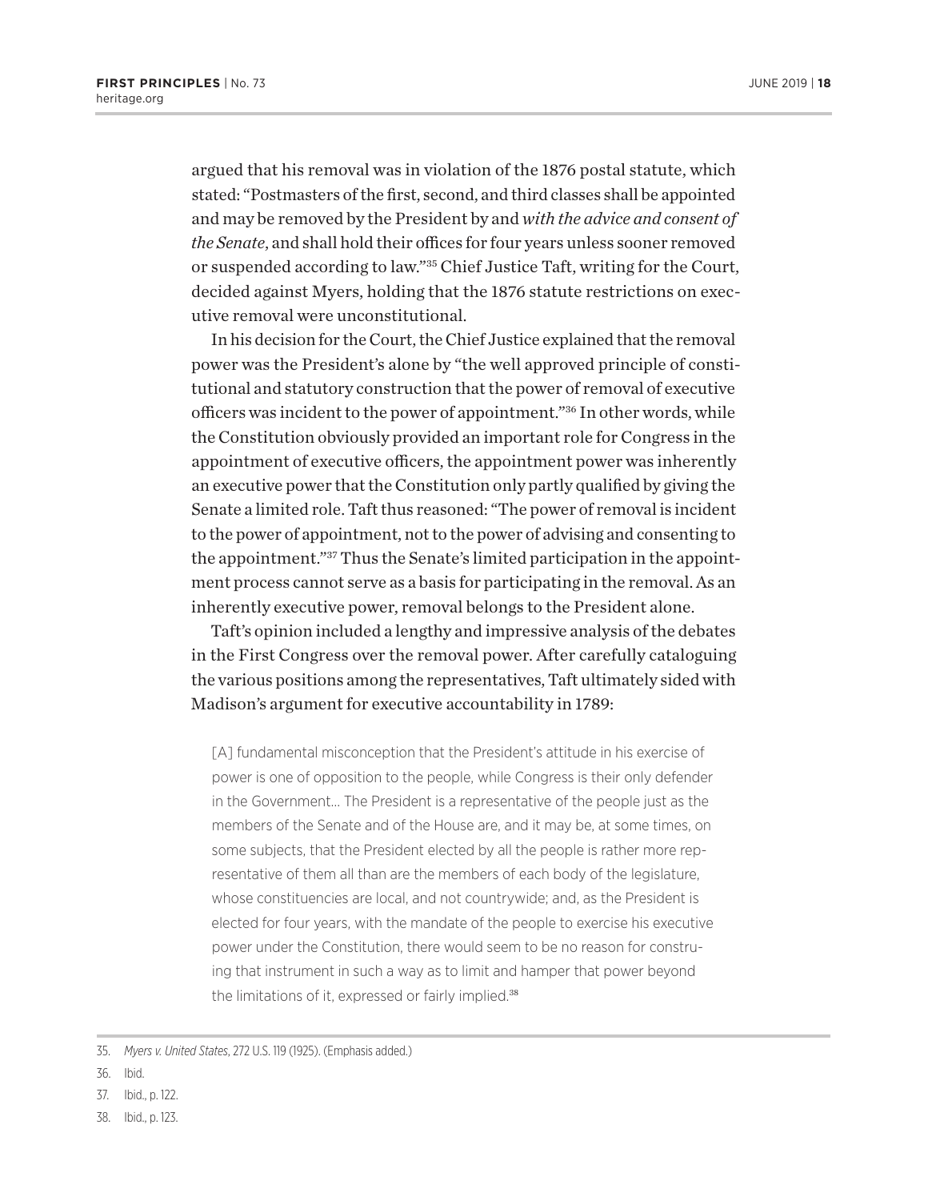argued that his removal was in violation of the 1876 postal statute, which stated: "Postmasters of the first, second, and third classes shall be appointed and may be removed by the President by and *with the advice and consent of the Senate*, and shall hold their offices for four years unless sooner removed or suspended according to law."[35] Chief Justice Taft, writing for the Court, decided against Myers, holding that the 1876 statute restrictions on executive removal were unconstitutional.

In his decision for the Court, the Chief Justice explained that the removal power was the President's alone by "the well approved principle of constitutional and statutory construction that the power of removal of executive officers was incident to the power of appointment."[36] In other words, while the Constitution obviously provided an important role for Congress in the appointment of executive officers, the appointment power was inherently an executive power that the Constitution only partly qualified by giving the Senate a limited role. Taft thus reasoned: "The power of removal is incident to the power of appointment, not to the power of advising and consenting to the appointment."[37] Thus the Senate's limited participation in the appointment process cannot serve as a basis for participating in the removal. As an inherently executive power, removal belongs to the President alone.

Taft's opinion included a lengthy and impressive analysis of the debates in the First Congress over the removal power. After carefully cataloguing the various positions among the representatives, Taft ultimately sided with Madison's argument for executive accountability in 1789:

> [A] fundamental misconception that the President's attitude in his exercise of power is one of opposition to the people, while Congress is their only defender in the Government… The President is a representative of the people just as the members of the Senate and of the House are, and it may be, at some times, on some subjects, that the President elected by all the people is rather more representative of them all than are the members of each body of the legislature, whose constituencies are local, and not countrywide; and, as the President is elected for four years, with the mandate of the people to exercise his executive power under the Constitution, there would seem to be no reason for construing that instrument in such a way as to limit and hamper that power beyond the limitations of it, expressed or fairly implied.[38]

---

35. *Myers v. United States*, 272 U.S. 119 (1925). (Emphasis added.)

36. Ibid.

37. Ibid., p. 122.

38. Ibid., p. 123.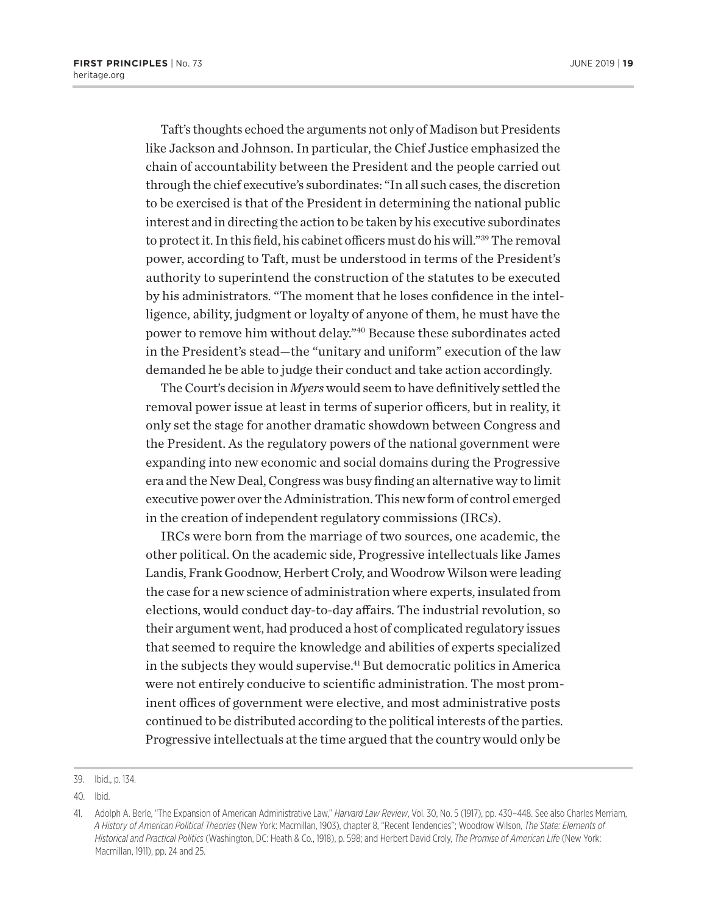Taft's thoughts echoed the arguments not only of Madison but Presidents like Jackson and Johnson. In particular, the Chief Justice emphasized the chain of accountability between the President and the people carried out through the chief executive's subordinates: "In all such cases, the discretion to be exercised is that of the President in determining the national public interest and in directing the action to be taken by his executive subordinates to protect it. In this field, his cabinet officers must do his will."[39] The removal power, according to Taft, must be understood in terms of the President's authority to superintend the construction of the statutes to be executed by his administrators. "The moment that he loses confidence in the intelligence, ability, judgment or loyalty of anyone of them, he must have the power to remove him without delay."[40] Because these subordinates acted in the President's stead—the "unitary and uniform" execution of the law demanded he be able to judge their conduct and take action accordingly.

The Court's decision in *Myers* would seem to have definitively settled the removal power issue at least in terms of superior officers, but in reality, it only set the stage for another dramatic showdown between Congress and the President. As the regulatory powers of the national government were expanding into new economic and social domains during the Progressive era and the New Deal, Congress was busy finding an alternative way to limit executive power over the Administration. This new form of control emerged in the creation of independent regulatory commissions (IRCs).

IRCs were born from the marriage of two sources, one academic, the other political. On the academic side, Progressive intellectuals like James Landis, Frank Goodnow, Herbert Croly, and Woodrow Wilson were leading the case for a new science of administration where experts, insulated from elections, would conduct day-to-day affairs. The industrial revolution, so their argument went, had produced a host of complicated regulatory issues that seemed to require the knowledge and abilities of experts specialized in the subjects they would supervise.[41] But democratic politics in America were not entirely conducive to scientific administration. The most prominent offices of government were elective, and most administrative posts continued to be distributed according to the political interests of the parties. Progressive intellectuals at the time argued that the country would only be

---

39. Ibid., p. 134.

40. Ibid.

41. Adolph A. Berle, "The Expansion of American Administrative Law," *Harvard Law Review*, Vol. 30, No. 5 (1917), pp. 430–448. See also Charles Merriam, *A History of American Political Theories* (New York: Macmillan, 1903), chapter 8, "Recent Tendencies"; Woodrow Wilson, *The State: Elements of Historical and Practical Politics* (Washington, DC: Heath & Co., 1918), p. 598; and Herbert David Croly, *The Promise of American Life* (New York: Macmillan, 1911), pp. 24 and 25.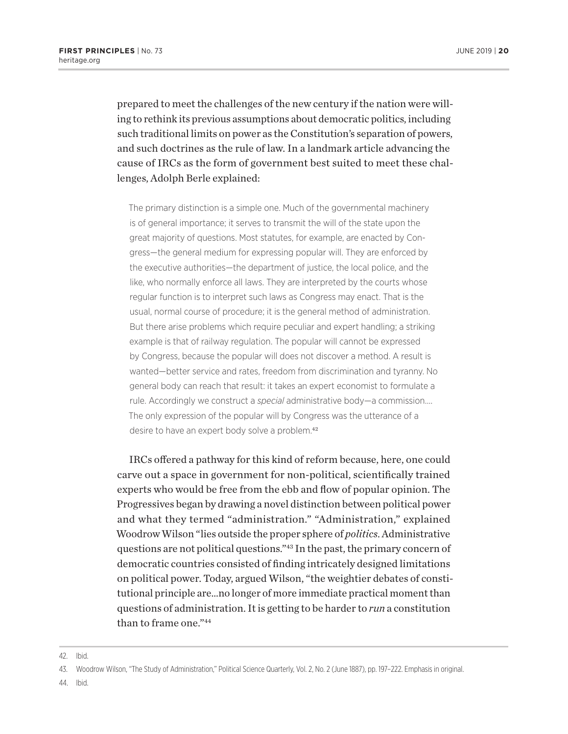prepared to meet the challenges of the new century if the nation were willing to rethink its previous assumptions about democratic politics, including such traditional limits on power as the Constitution's separation of powers, and such doctrines as the rule of law. In a landmark article advancing the cause of IRCs as the form of government best suited to meet these challenges, Adolph Berle explained:

> The primary distinction is a simple one. Much of the governmental machinery is of general importance; it serves to transmit the will of the state upon the great majority of questions. Most statutes, for example, are enacted by Congress—the general medium for expressing popular will. They are enforced by the executive authorities—the department of justice, the local police, and the like, who normally enforce all laws. They are interpreted by the courts whose regular function is to interpret such laws as Congress may enact. That is the usual, normal course of procedure; it is the general method of administration. But there arise problems which require peculiar and expert handling; a striking example is that of railway regulation. The popular will cannot be expressed by Congress, because the popular will does not discover a method. A result is wanted—better service and rates, freedom from discrimination and tyranny. No general body can reach that result: it takes an expert economist to formulate a rule. Accordingly we construct a *special* administrative body—a commission.... The only expression of the popular will by Congress was the utterance of a desire to have an expert body solve a problem.[42]

IRCs offered a pathway for this kind of reform because, here, one could carve out a space in government for non-political, scientifically trained experts who would be free from the ebb and flow of popular opinion. The Progressives began by drawing a novel distinction between political power and what they termed "administration." "Administration," explained Woodrow Wilson "lies outside the proper sphere of *politics*. Administrative questions are not political questions."[43] In the past, the primary concern of democratic countries consisted of finding intricately designed limitations on political power. Today, argued Wilson, "the weightier debates of constitutional principle are...no longer of more immediate practical moment than questions of administration. It is getting to be harder to *run* a constitution than to frame one."[44]

---

42. Ibid.

43. Woodrow Wilson, "The Study of Administration," Political Science Quarterly, Vol. 2, No. 2 (June 1887), pp. 197–222. Emphasis in original.

44. Ibid.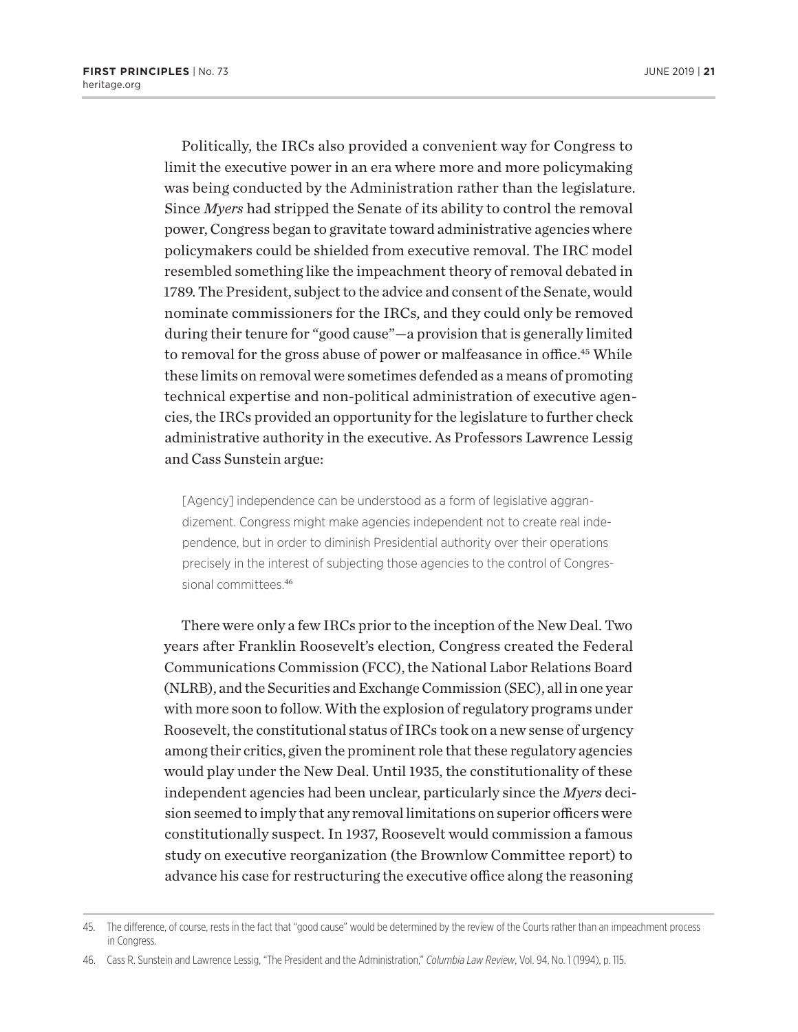Politically, the IRCs also provided a convenient way for Congress to limit the executive power in an era where more and more policymaking was being conducted by the Administration rather than the legislature. Since *Myers* had stripped the Senate of its ability to control the removal power, Congress began to gravitate toward administrative agencies where policymakers could be shielded from executive removal. The IRC model resembled something like the impeachment theory of removal debated in 1789. The President, subject to the advice and consent of the Senate, would nominate commissioners for the IRCs, and they could only be removed during their tenure for "good cause"—a provision that is generally limited to removal for the gross abuse of power or malfeasance in office.[45] While these limits on removal were sometimes defended as a means of promoting technical expertise and non-political administration of executive agencies, the IRCs provided an opportunity for the legislature to further check administrative authority in the executive. As Professors Lawrence Lessig and Cass Sunstein argue:

> [Agency] independence can be understood as a form of legislative aggrandizement. Congress might make agencies independent not to create real independence, but in order to diminish Presidential authority over their operations precisely in the interest of subjecting those agencies to the control of Congressional committees.[46]

There were only a few IRCs prior to the inception of the New Deal. Two years after Franklin Roosevelt's election, Congress created the Federal Communications Commission (FCC), the National Labor Relations Board (NLRB), and the Securities and Exchange Commission (SEC), all in one year with more soon to follow. With the explosion of regulatory programs under Roosevelt, the constitutional status of IRCs took on a new sense of urgency among their critics, given the prominent role that these regulatory agencies would play under the New Deal. Until 1935, the constitutionality of these independent agencies had been unclear, particularly since the *Myers* decision seemed to imply that any removal limitations on superior officers were constitutionally suspect. In 1937, Roosevelt would commission a famous study on executive reorganization (the Brownlow Committee report) to advance his case for restructuring the executive office along the reasoning

---

45. The difference, of course, rests in the fact that "good cause" would be determined by the review of the Courts rather than an impeachment process in Congress.

46. Cass R. Sunstein and Lawrence Lessig, "The President and the Administration," *Columbia Law Review*, Vol. 94, No. 1 (1994), p. 115.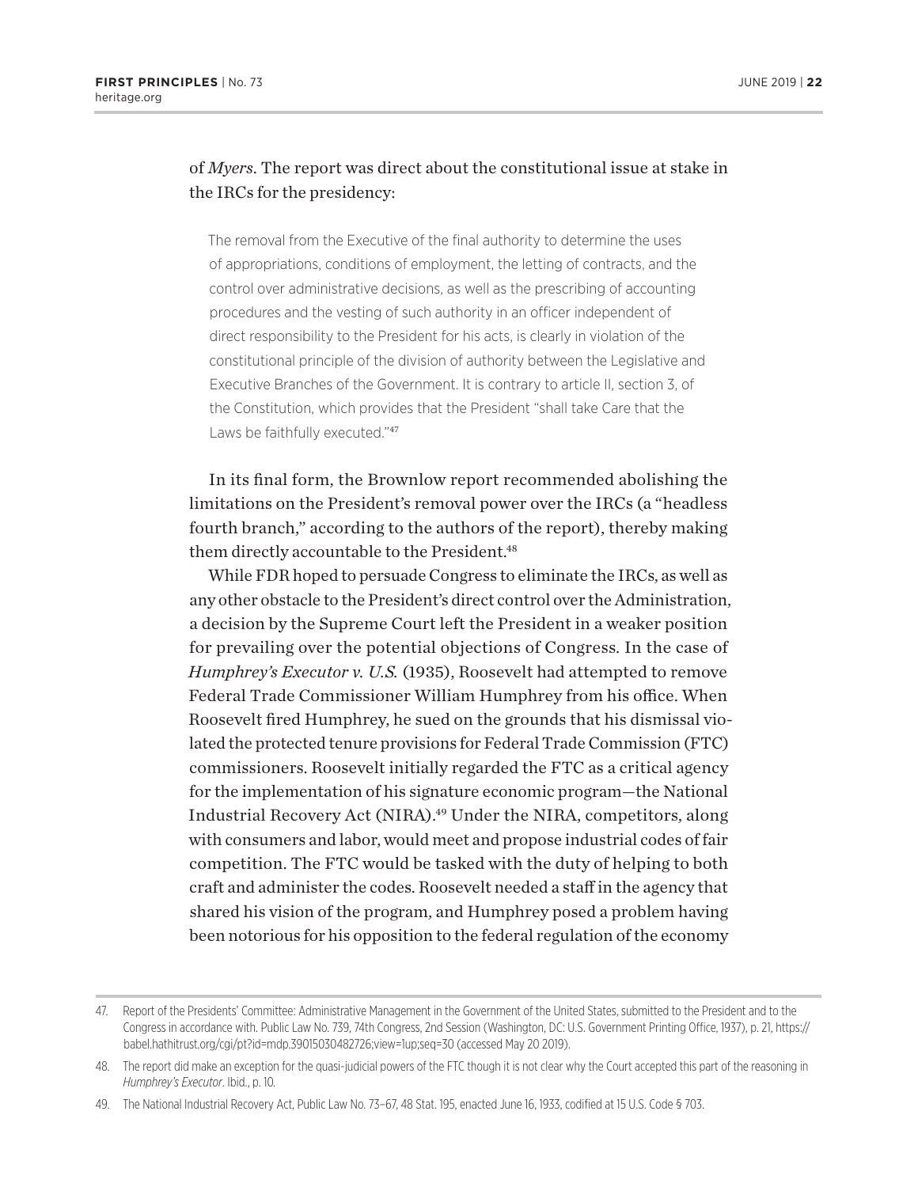of *Myers*. The report was direct about the constitutional issue at stake in the IRCs for the presidency:

> The removal from the Executive of the final authority to determine the uses of appropriations, conditions of employment, the letting of contracts, and the control over administrative decisions, as well as the prescribing of accounting procedures and the vesting of such authority in an officer independent of direct responsibility to the President for his acts, is clearly in violation of the constitutional principle of the division of authority between the Legislative and Executive Branches of the Government. It is contrary to article II, section 3, of the Constitution, which provides that the President "shall take Care that the Laws be faithfully executed."[47]

In its final form, the Brownlow report recommended abolishing the limitations on the President's removal power over the IRCs (a "headless fourth branch," according to the authors of the report), thereby making them directly accountable to the President.[48]

While FDR hoped to persuade Congress to eliminate the IRCs, as well as any other obstacle to the President's direct control over the Administration, a decision by the Supreme Court left the President in a weaker position for prevailing over the potential objections of Congress. In the case of *Humphrey's Executor v. U.S.* (1935), Roosevelt had attempted to remove Federal Trade Commissioner William Humphrey from his office. When Roosevelt fired Humphrey, he sued on the grounds that his dismissal violated the protected tenure provisions for Federal Trade Commission (FTC) commissioners. Roosevelt initially regarded the FTC as a critical agency for the implementation of his signature economic program—the National Industrial Recovery Act (NIRA).[49] Under the NIRA, competitors, along with consumers and labor, would meet and propose industrial codes of fair competition. The FTC would be tasked with the duty of helping to both craft and administer the codes. Roosevelt needed a staff in the agency that shared his vision of the program, and Humphrey posed a problem having been notorious for his opposition to the federal regulation of the economy

---

47. Report of the Presidents' Committee: Administrative Management in the Government of the United States, submitted to the President and to the Congress in accordance with. Public Law No. 739, 74th Congress, 2nd Session (Washington, DC: U.S. Government Printing Office, 1937), p. 21, https://babel.hathitrust.org/cgi/pt?id=mdp.39015030482726;view=1up;seq=30 (accessed May 20 2019).

48. The report did make an exception for the quasi-judicial powers of the FTC though it is not clear why the Court accepted this part of the reasoning in *Humphrey's Executor*. Ibid., p. 10.

49. The National Industrial Recovery Act, Public Law No. 73–67, 48 Stat. 195, enacted June 16, 1933, codified at 15 U.S. Code § 703.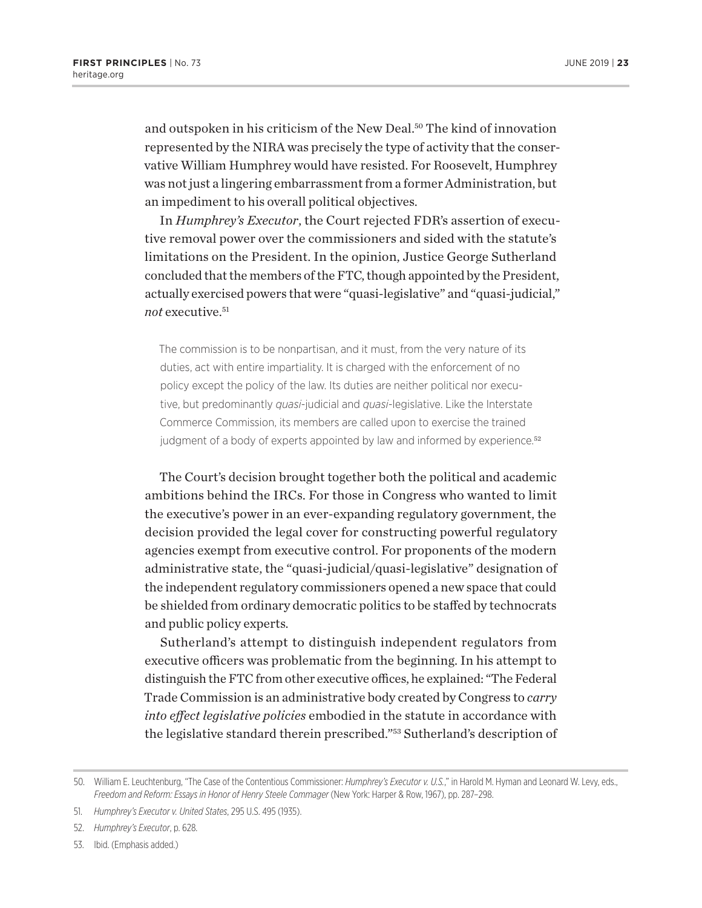and outspoken in his criticism of the New Deal.[50] The kind of innovation represented by the NIRA was precisely the type of activity that the conservative William Humphrey would have resisted. For Roosevelt, Humphrey was not just a lingering embarrassment from a former Administration, but an impediment to his overall political objectives.

In *Humphrey's Executor*, the Court rejected FDR's assertion of executive removal power over the commissioners and sided with the statute's limitations on the President. In the opinion, Justice George Sutherland concluded that the members of the FTC, though appointed by the President, actually exercised powers that were "quasi-legislative" and "quasi-judicial," *not* executive.[51]

> The commission is to be nonpartisan, and it must, from the very nature of its duties, act with entire impartiality. It is charged with the enforcement of no policy except the policy of the law. Its duties are neither political nor executive, but predominantly *quasi*-judicial and *quasi*-legislative. Like the Interstate Commerce Commission, its members are called upon to exercise the trained judgment of a body of experts appointed by law and informed by experience.[52]

The Court's decision brought together both the political and academic ambitions behind the IRCs. For those in Congress who wanted to limit the executive's power in an ever-expanding regulatory government, the decision provided the legal cover for constructing powerful regulatory agencies exempt from executive control. For proponents of the modern administrative state, the "quasi-judicial/quasi-legislative" designation of the independent regulatory commissioners opened a new space that could be shielded from ordinary democratic politics to be staffed by technocrats and public policy experts.

Sutherland's attempt to distinguish independent regulators from executive officers was problematic from the beginning. In his attempt to distinguish the FTC from other executive offices, he explained: "The Federal Trade Commission is an administrative body created by Congress to *carry into effect legislative policies* embodied in the statute in accordance with the legislative standard therein prescribed."[53] Sutherland's description of

50. William E. Leuchtenburg, "The Case of the Contentious Commissioner: *Humphrey's Executor v. U.S.*," in Harold M. Hyman and Leonard W. Levy, eds., *Freedom and Reform: Essays in Honor of Henry Steele Commager* (New York: Harper & Row, 1967), pp. 287–298.

51. *Humphrey's Executor v. United States*, 295 U.S. 495 (1935).

52. *Humphrey's Executor*, p. 628.

53. Ibid. (Emphasis added.)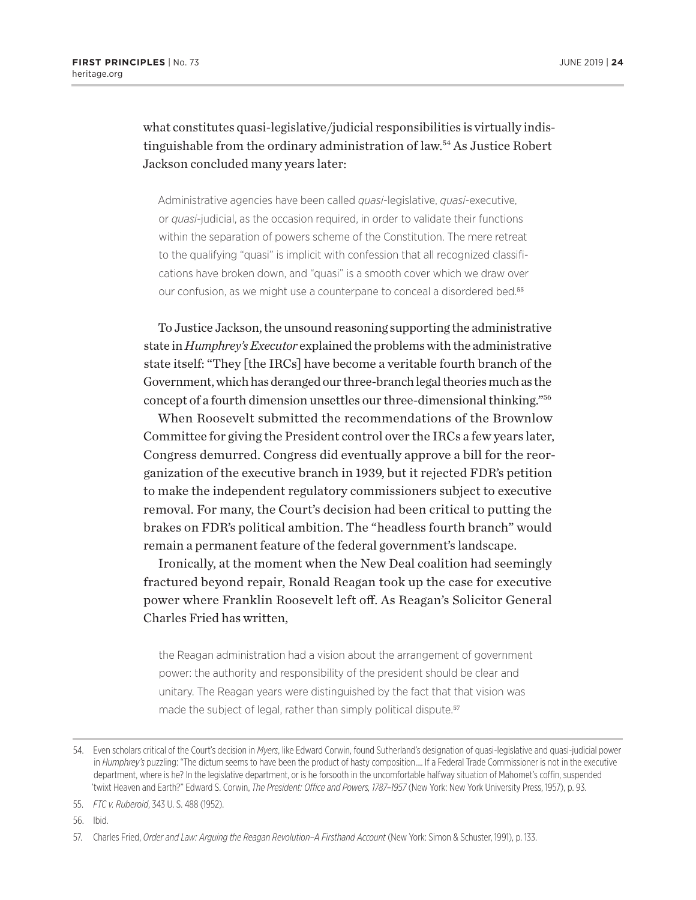what constitutes quasi-legislative/judicial responsibilities is virtually indistinguishable from the ordinary administration of law.[54] As Justice Robert Jackson concluded many years later:

> Administrative agencies have been called *quasi*-legislative, *quasi*-executive, or *quasi*-judicial, as the occasion required, in order to validate their functions within the separation of powers scheme of the Constitution. The mere retreat to the qualifying "quasi" is implicit with confession that all recognized classifications have broken down, and "quasi" is a smooth cover which we draw over our confusion, as we might use a counterpane to conceal a disordered bed.[55]

To Justice Jackson, the unsound reasoning supporting the administrative state in *Humphrey's Executor* explained the problems with the administrative state itself: "They [the IRCs] have become a veritable fourth branch of the Government, which has deranged our three-branch legal theories much as the concept of a fourth dimension unsettles our three-dimensional thinking."[56]

When Roosevelt submitted the recommendations of the Brownlow Committee for giving the President control over the IRCs a few years later, Congress demurred. Congress did eventually approve a bill for the reorganization of the executive branch in 1939, but it rejected FDR's petition to make the independent regulatory commissioners subject to executive removal. For many, the Court's decision had been critical to putting the brakes on FDR's political ambition. The "headless fourth branch" would remain a permanent feature of the federal government's landscape.

Ironically, at the moment when the New Deal coalition had seemingly fractured beyond repair, Ronald Reagan took up the case for executive power where Franklin Roosevelt left off. As Reagan's Solicitor General Charles Fried has written,

> the Reagan administration had a vision about the arrangement of government power: the authority and responsibility of the president should be clear and unitary. The Reagan years were distinguished by the fact that that vision was made the subject of legal, rather than simply political dispute.[57]

---

54. Even scholars critical of the Court's decision in *Myers*, like Edward Corwin, found Sutherland's designation of quasi-legislative and quasi-judicial power in *Humphrey's* puzzling: "The dictum seems to have been the product of hasty composition.... If a Federal Trade Commissioner is not in the executive department, where is he? In the legislative department, or is he forsooth in the uncomfortable halfway situation of Mahomet's coffin, suspended 'twixt Heaven and Earth?" Edward S. Corwin, *The President: Office and Powers, 1787–1957* (New York: New York University Press, 1957), p. 93.

55. *FTC v. Ruberoid*, 343 U. S. 488 (1952).

56. Ibid.

57. Charles Fried, *Order and Law: Arguing the Reagan Revolution–A Firsthand Account* (New York: Simon & Schuster, 1991), p. 133.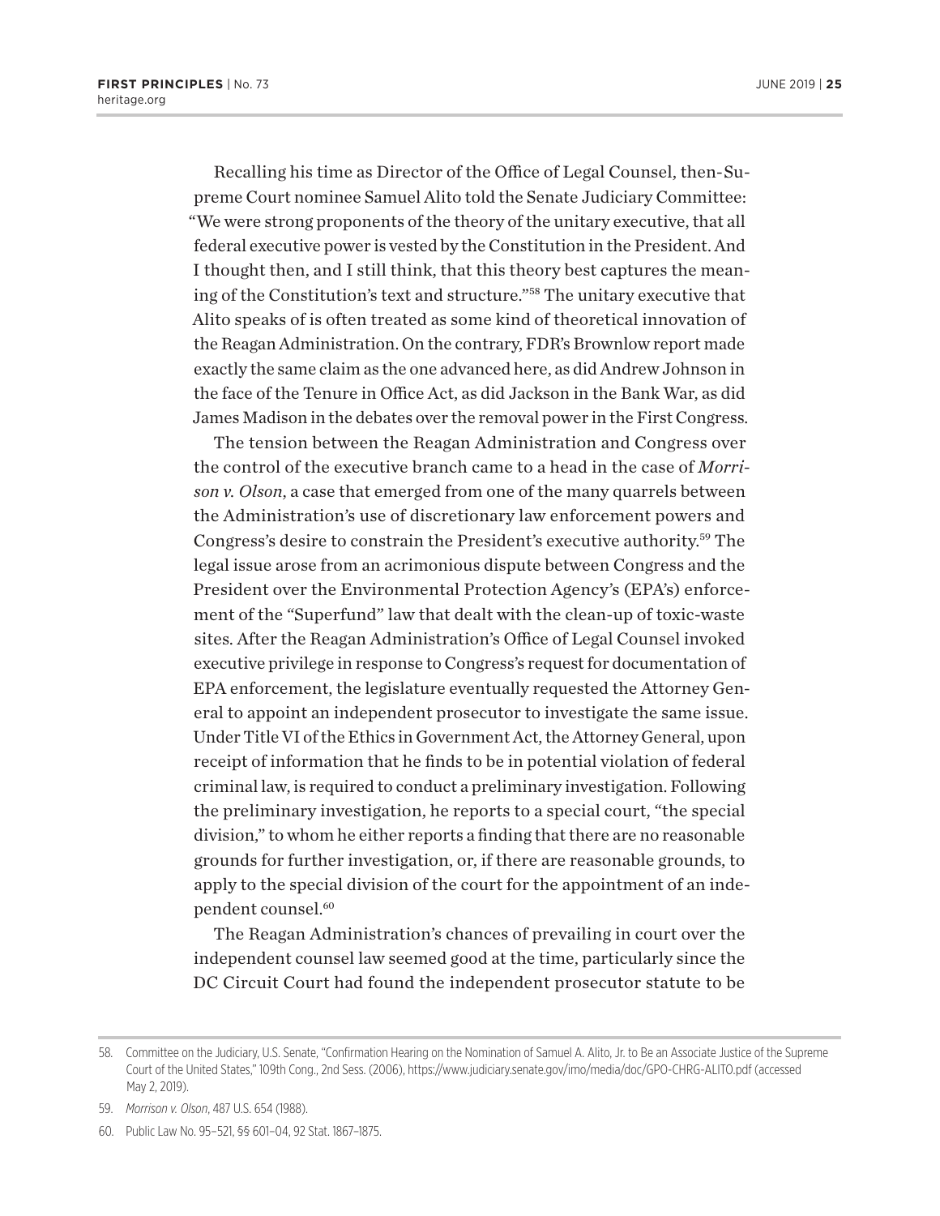Recalling his time as Director of the Office of Legal Counsel, then-Supreme Court nominee Samuel Alito told the Senate Judiciary Committee: "We were strong proponents of the theory of the unitary executive, that all federal executive power is vested by the Constitution in the President. And I thought then, and I still think, that this theory best captures the meaning of the Constitution's text and structure."[58] The unitary executive that Alito speaks of is often treated as some kind of theoretical innovation of the Reagan Administration. On the contrary, FDR's Brownlow report made exactly the same claim as the one advanced here, as did Andrew Johnson in the face of the Tenure in Office Act, as did Jackson in the Bank War, as did James Madison in the debates over the removal power in the First Congress.

The tension between the Reagan Administration and Congress over the control of the executive branch came to a head in the case of *Morrison v. Olson*, a case that emerged from one of the many quarrels between the Administration's use of discretionary law enforcement powers and Congress's desire to constrain the President's executive authority.[59] The legal issue arose from an acrimonious dispute between Congress and the President over the Environmental Protection Agency's (EPA's) enforcement of the "Superfund" law that dealt with the clean-up of toxic-waste sites. After the Reagan Administration's Office of Legal Counsel invoked executive privilege in response to Congress's request for documentation of EPA enforcement, the legislature eventually requested the Attorney General to appoint an independent prosecutor to investigate the same issue. Under Title VI of the Ethics in Government Act, the Attorney General, upon receipt of information that he finds to be in potential violation of federal criminal law, is required to conduct a preliminary investigation. Following the preliminary investigation, he reports to a special court, "the special division," to whom he either reports a finding that there are no reasonable grounds for further investigation, or, if there are reasonable grounds, to apply to the special division of the court for the appointment of an independent counsel.[60]

The Reagan Administration's chances of prevailing in court over the independent counsel law seemed good at the time, particularly since the DC Circuit Court had found the independent prosecutor statute to be

---

58. Committee on the Judiciary, U.S. Senate, "Confirmation Hearing on the Nomination of Samuel A. Alito, Jr. to Be an Associate Justice of the Supreme Court of the United States," 109th Cong., 2nd Sess. (2006), https://www.judiciary.senate.gov/imo/media/doc/GPO-CHRG-ALITO.pdf (accessed May 2, 2019).

59. *Morrison v. Olson*, 487 U.S. 654 (1988).

60. Public Law No. 95–521, §§ 601–04, 92 Stat. 1867–1875.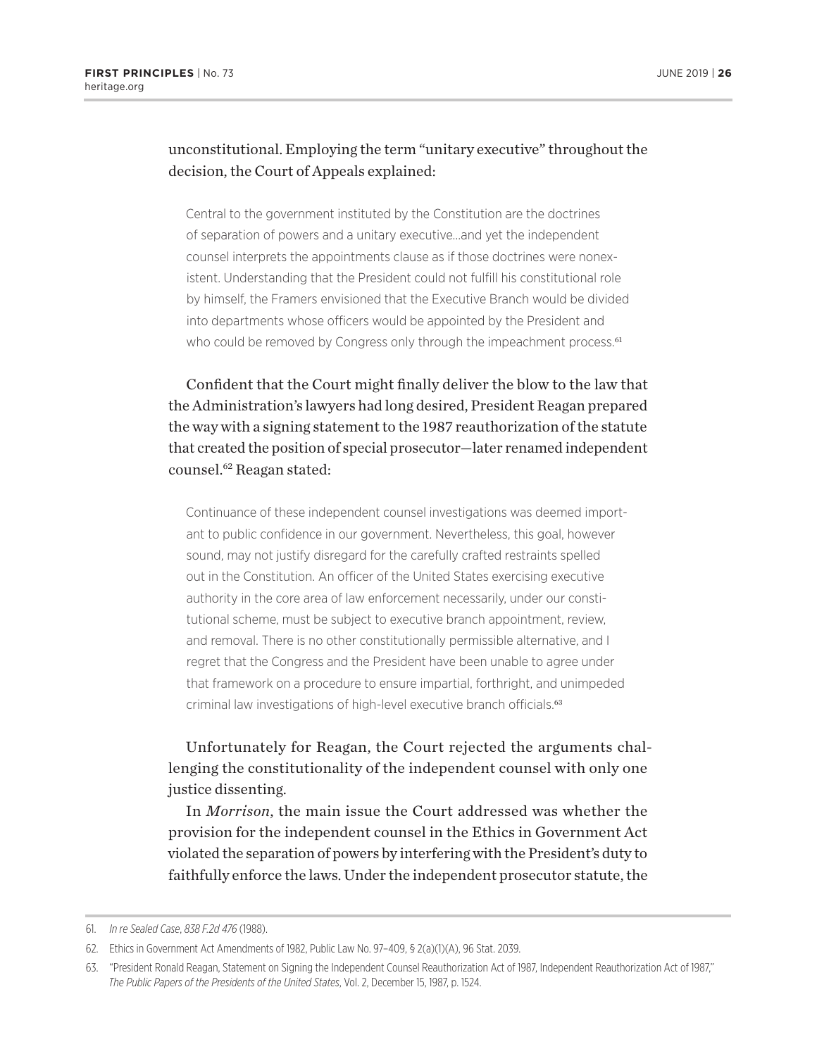unconstitutional. Employing the term "unitary executive" throughout the decision, the Court of Appeals explained:

> Central to the government instituted by the Constitution are the doctrines of separation of powers and a unitary executive…and yet the independent counsel interprets the appointments clause as if those doctrines were nonexistent. Understanding that the President could not fulfill his constitutional role by himself, the Framers envisioned that the Executive Branch would be divided into departments whose officers would be appointed by the President and who could be removed by Congress only through the impeachment process.[61]

Confident that the Court might finally deliver the blow to the law that the Administration's lawyers had long desired, President Reagan prepared the way with a signing statement to the 1987 reauthorization of the statute that created the position of special prosecutor—later renamed independent counsel.[62] Reagan stated:

> Continuance of these independent counsel investigations was deemed important to public confidence in our government. Nevertheless, this goal, however sound, may not justify disregard for the carefully crafted restraints spelled out in the Constitution. An officer of the United States exercising executive authority in the core area of law enforcement necessarily, under our constitutional scheme, must be subject to executive branch appointment, review, and removal. There is no other constitutionally permissible alternative, and I regret that the Congress and the President have been unable to agree under that framework on a procedure to ensure impartial, forthright, and unimpeded criminal law investigations of high-level executive branch officials.[63]

Unfortunately for Reagan, the Court rejected the arguments challenging the constitutionality of the independent counsel with only one justice dissenting.

In *Morrison*, the main issue the Court addressed was whether the provision for the independent counsel in the Ethics in Government Act violated the separation of powers by interfering with the President's duty to faithfully enforce the laws. Under the independent prosecutor statute, the

---

61. *In re Sealed Case*, *838 F.2d 476* (1988).

62. Ethics in Government Act Amendments of 1982, Public Law No. 97–409, § 2(a)(1)(A), 96 Stat. 2039.

63. "President Ronald Reagan, Statement on Signing the Independent Counsel Reauthorization Act of 1987, Independent Reauthorization Act of 1987," *The Public Papers of the Presidents of the United States*, Vol. 2, December 15, 1987, p. 1524.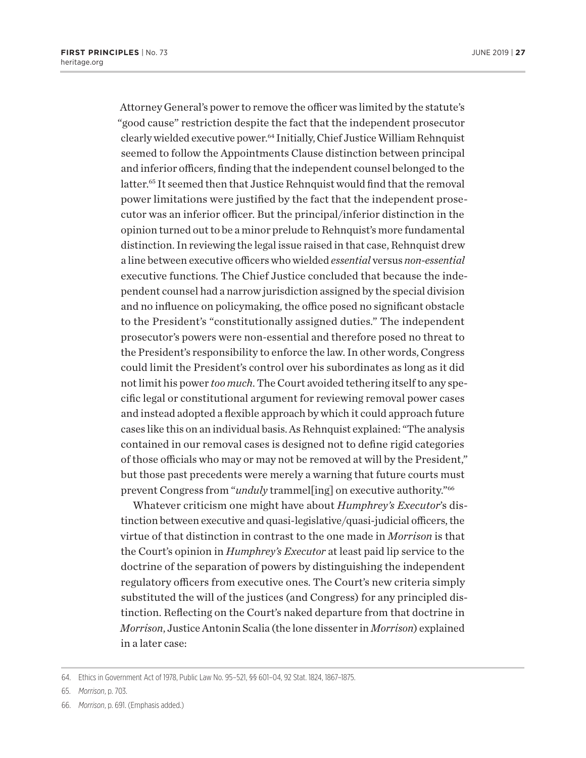Attorney General's power to remove the officer was limited by the statute's "good cause" restriction despite the fact that the independent prosecutor clearly wielded executive power.[64] Initially, Chief Justice William Rehnquist seemed to follow the Appointments Clause distinction between principal and inferior officers, finding that the independent counsel belonged to the latter.[65] It seemed then that Justice Rehnquist would find that the removal power limitations were justified by the fact that the independent prosecutor was an inferior officer. But the principal/inferior distinction in the opinion turned out to be a minor prelude to Rehnquist's more fundamental distinction. In reviewing the legal issue raised in that case, Rehnquist drew a line between executive officers who wielded *essential* versus *non-essential* executive functions. The Chief Justice concluded that because the independent counsel had a narrow jurisdiction assigned by the special division and no influence on policymaking, the office posed no significant obstacle to the President's "constitutionally assigned duties." The independent prosecutor's powers were non-essential and therefore posed no threat to the President's responsibility to enforce the law. In other words, Congress could limit the President's control over his subordinates as long as it did not limit his power *too much*. The Court avoided tethering itself to any specific legal or constitutional argument for reviewing removal power cases and instead adopted a flexible approach by which it could approach future cases like this on an individual basis. As Rehnquist explained: "The analysis contained in our removal cases is designed not to define rigid categories of those officials who may or may not be removed at will by the President," but those past precedents were merely a warning that future courts must prevent Congress from "*unduly* trammel[ing] on executive authority."[66]

Whatever criticism one might have about *Humphrey's Executor*'s distinction between executive and quasi-legislative/quasi-judicial officers, the virtue of that distinction in contrast to the one made in *Morrison* is that the Court's opinion in *Humphrey's Executor* at least paid lip service to the doctrine of the separation of powers by distinguishing the independent regulatory officers from executive ones. The Court's new criteria simply substituted the will of the justices (and Congress) for any principled distinction. Reflecting on the Court's naked departure from that doctrine in *Morrison*, Justice Antonin Scalia (the lone dissenter in *Morrison*) explained in a later case:

---

64. Ethics in Government Act of 1978, Public Law No. 95–521, §§ 601–04, 92 Stat. 1824, 1867–1875.

65. *Morrison*, p. 703.

66. *Morrison*, p. 691. (Emphasis added.)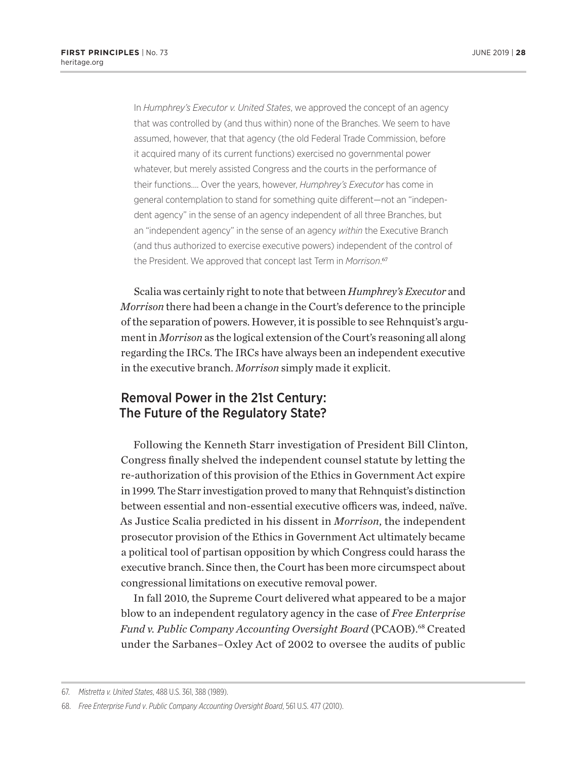> In *Humphrey's Executor v. United States*, we approved the concept of an agency that was controlled by (and thus within) none of the Branches. We seem to have assumed, however, that that agency (the old Federal Trade Commission, before it acquired many of its current functions) exercised no governmental power whatever, but merely assisted Congress and the courts in the performance of their functions.... Over the years, however, *Humphrey's Executor* has come in general contemplation to stand for something quite different—not an "independent agency" in the sense of an agency independent of all three Branches, but an "independent agency" in the sense of an agency *within* the Executive Branch (and thus authorized to exercise executive powers) independent of the control of the President. We approved that concept last Term in *Morrison*.[67]

Scalia was certainly right to note that between *Humphrey's Executor* and *Morrison* there had been a change in the Court's deference to the principle of the separation of powers. However, it is possible to see Rehnquist's argument in *Morrison* as the logical extension of the Court's reasoning all along regarding the IRCs. The IRCs have always been an independent executive in the executive branch. *Morrison* simply made it explicit.

## Removal Power in the 21st Century: The Future of the Regulatory State?

Following the Kenneth Starr investigation of President Bill Clinton, Congress finally shelved the independent counsel statute by letting the re-authorization of this provision of the Ethics in Government Act expire in 1999. The Starr investigation proved to many that Rehnquist's distinction between essential and non-essential executive officers was, indeed, naïve. As Justice Scalia predicted in his dissent in *Morrison*, the independent prosecutor provision of the Ethics in Government Act ultimately became a political tool of partisan opposition by which Congress could harass the executive branch. Since then, the Court has been more circumspect about congressional limitations on executive removal power.

In fall 2010, the Supreme Court delivered what appeared to be a major blow to an independent regulatory agency in the case of *Free Enterprise Fund v. Public Company Accounting Oversight Board* (PCAOB).[68] Created under the Sarbanes–Oxley Act of 2002 to oversee the audits of public

---

67. *Mistretta v. United States*, 488 U.S. 361, 388 (1989).

68. *Free Enterprise Fund v. Public Company Accounting Oversight Board*, 561 U.S. 477 (2010).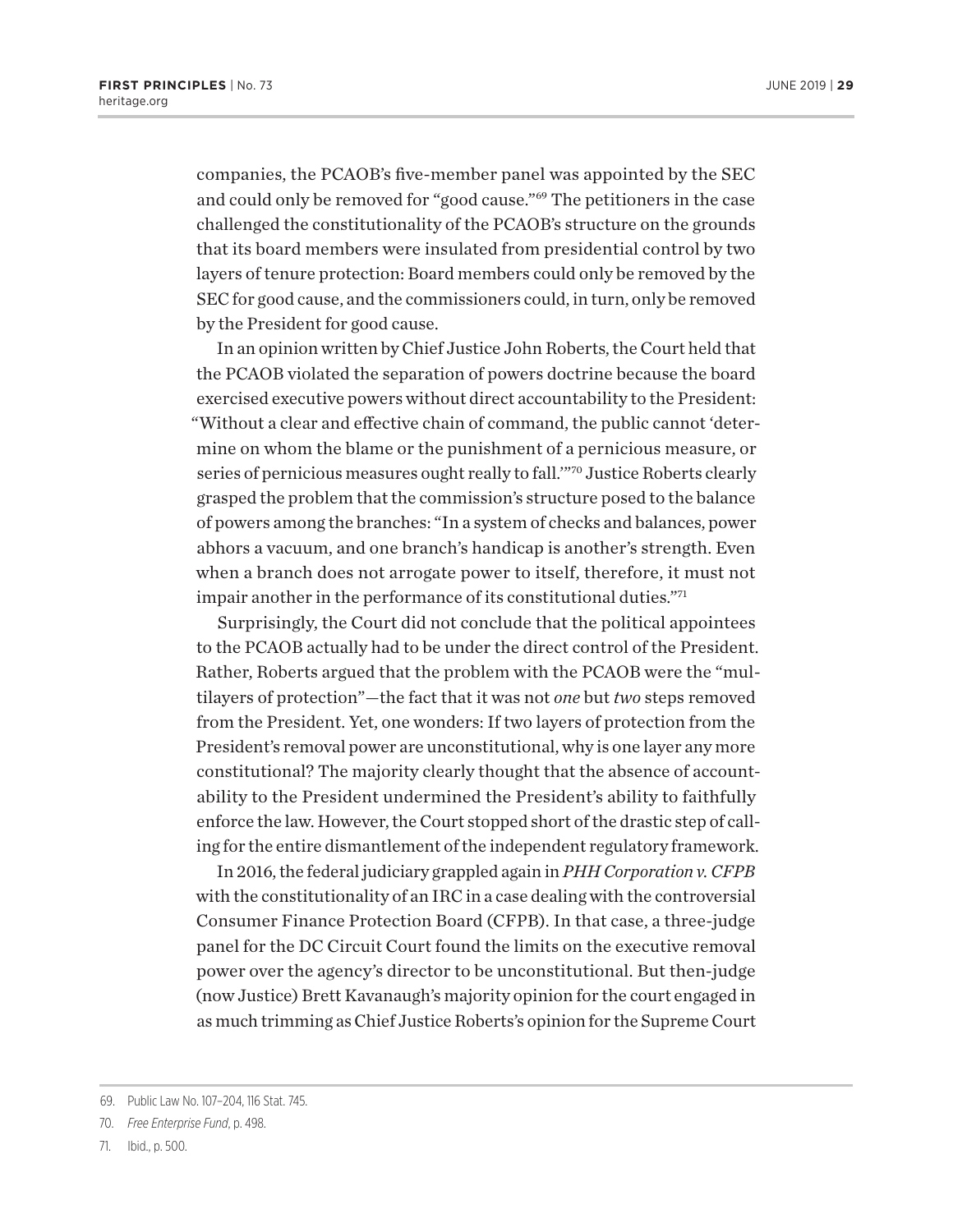companies, the PCAOB's five-member panel was appointed by the SEC and could only be removed for "good cause."[69] The petitioners in the case challenged the constitutionality of the PCAOB's structure on the grounds that its board members were insulated from presidential control by two layers of tenure protection: Board members could only be removed by the SEC for good cause, and the commissioners could, in turn, only be removed by the President for good cause.

In an opinion written by Chief Justice John Roberts, the Court held that the PCAOB violated the separation of powers doctrine because the board exercised executive powers without direct accountability to the President: "Without a clear and effective chain of command, the public cannot 'determine on whom the blame or the punishment of a pernicious measure, or series of pernicious measures ought really to fall.'"[70] Justice Roberts clearly grasped the problem that the commission's structure posed to the balance of powers among the branches: "In a system of checks and balances, power abhors a vacuum, and one branch's handicap is another's strength. Even when a branch does not arrogate power to itself, therefore, it must not impair another in the performance of its constitutional duties."[71]

Surprisingly, the Court did not conclude that the political appointees to the PCAOB actually had to be under the direct control of the President. Rather, Roberts argued that the problem with the PCAOB were the "multilayers of protection"—the fact that it was not *one* but *two* steps removed from the President. Yet, one wonders: If two layers of protection from the President's removal power are unconstitutional, why is one layer any more constitutional? The majority clearly thought that the absence of accountability to the President undermined the President's ability to faithfully enforce the law. However, the Court stopped short of the drastic step of calling for the entire dismantlement of the independent regulatory framework.

In 2016, the federal judiciary grappled again in *PHH Corporation v. CFPB* with the constitutionality of an IRC in a case dealing with the controversial Consumer Finance Protection Board (CFPB). In that case, a three-judge panel for the DC Circuit Court found the limits on the executive removal power over the agency's director to be unconstitutional. But then-judge (now Justice) Brett Kavanaugh's majority opinion for the court engaged in as much trimming as Chief Justice Roberts's opinion for the Supreme Court

---

69. Public Law No. 107–204, 116 Stat. 745.

70. *Free Enterprise Fund*, p. 498.

71. Ibid., p. 500.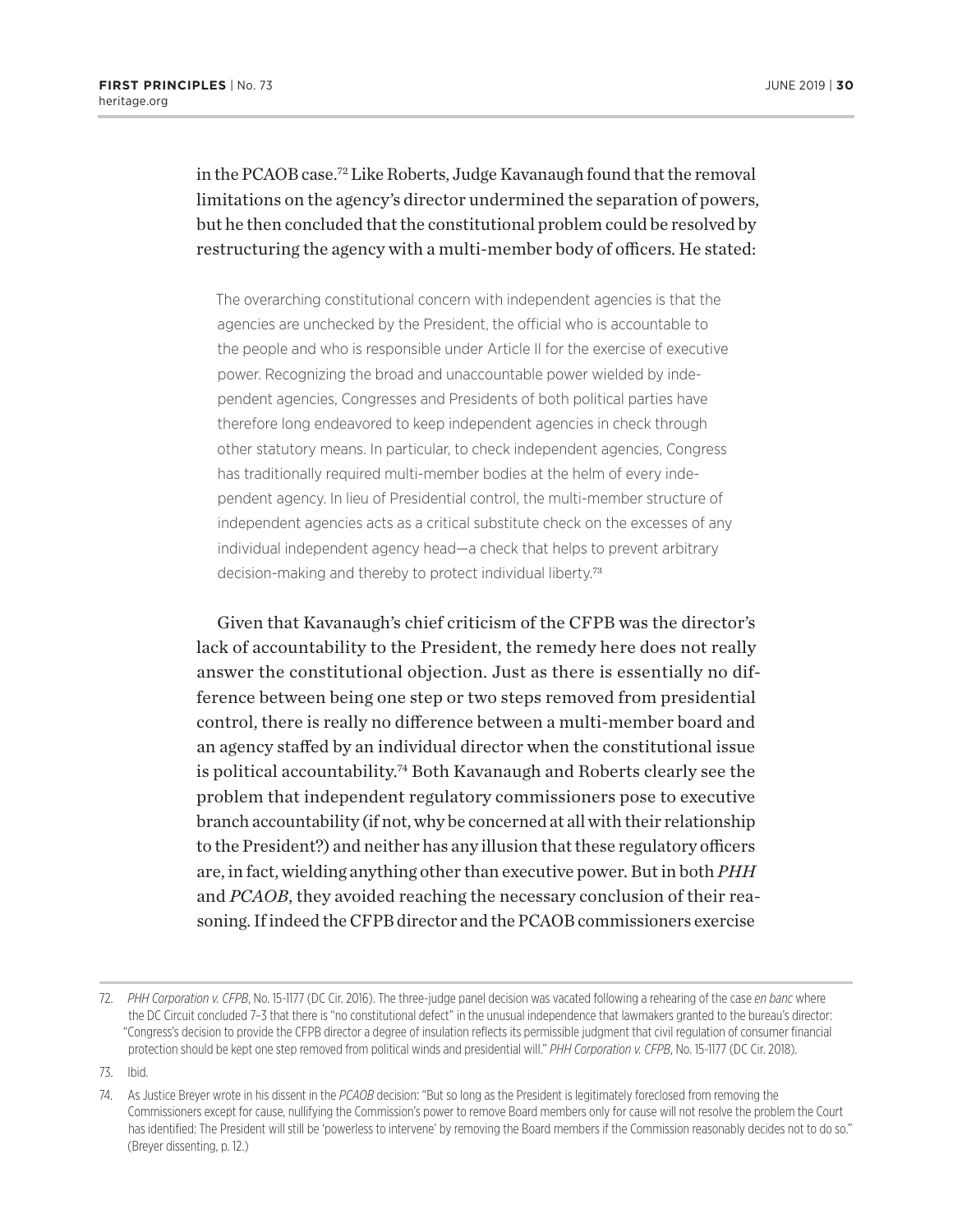in the PCAOB case.[72] Like Roberts, Judge Kavanaugh found that the removal limitations on the agency's director undermined the separation of powers, but he then concluded that the constitutional problem could be resolved by restructuring the agency with a multi-member body of officers. He stated:

> The overarching constitutional concern with independent agencies is that the agencies are unchecked by the President, the official who is accountable to the people and who is responsible under Article II for the exercise of executive power. Recognizing the broad and unaccountable power wielded by independent agencies, Congresses and Presidents of both political parties have therefore long endeavored to keep independent agencies in check through other statutory means. In particular, to check independent agencies, Congress has traditionally required multi-member bodies at the helm of every independent agency. In lieu of Presidential control, the multi-member structure of independent agencies acts as a critical substitute check on the excesses of any individual independent agency head—a check that helps to prevent arbitrary decision-making and thereby to protect individual liberty.[73]

Given that Kavanaugh's chief criticism of the CFPB was the director's lack of accountability to the President, the remedy here does not really answer the constitutional objection. Just as there is essentially no difference between being one step or two steps removed from presidential control, there is really no difference between a multi-member board and an agency staffed by an individual director when the constitutional issue is political accountability.[74] Both Kavanaugh and Roberts clearly see the problem that independent regulatory commissioners pose to executive branch accountability (if not, why be concerned at all with their relationship to the President?) and neither has any illusion that these regulatory officers are, in fact, wielding anything other than executive power. But in both *PHH* and *PCAOB*, they avoided reaching the necessary conclusion of their reasoning. If indeed the CFPB director and the PCAOB commissioners exercise

---

72. *PHH Corporation v. CFPB*, No. 15-1177 (DC Cir. 2016). The three-judge panel decision was vacated following a rehearing of the case *en banc* where the DC Circuit concluded 7–3 that there is "no constitutional defect" in the unusual independence that lawmakers granted to the bureau's director: "Congress's decision to provide the CFPB director a degree of insulation reflects its permissible judgment that civil regulation of consumer financial protection should be kept one step removed from political winds and presidential will." *PHH Corporation v. CFPB*, No. 15-1177 (DC Cir. 2018).

73. Ibid.

74. As Justice Breyer wrote in his dissent in the *PCAOB* decision: "But so long as the President is legitimately foreclosed from removing the Commissioners except for cause, nullifying the Commission's power to remove Board members only for cause will not resolve the problem the Court has identified: The President will still be 'powerless to intervene' by removing the Board members if the Commission reasonably decides not to do so." (Breyer dissenting, p. 12.)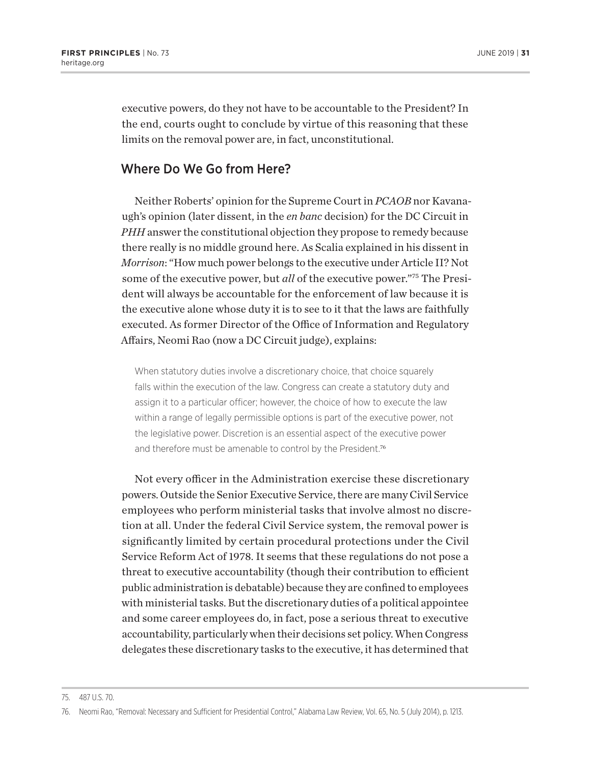executive powers, do they not have to be accountable to the President? In the end, courts ought to conclude by virtue of this reasoning that these limits on the removal power are, in fact, unconstitutional.

## Where Do We Go from Here?

Neither Roberts' opinion for the Supreme Court in *PCAOB* nor Kavanaugh's opinion (later dissent, in the *en banc* decision) for the DC Circuit in *PHH* answer the constitutional objection they propose to remedy because there really is no middle ground here. As Scalia explained in his dissent in *Morrison*: "How much power belongs to the executive under Article II? Not some of the executive power, but *all* of the executive power."[75] The President will always be accountable for the enforcement of law because it is the executive alone whose duty it is to see to it that the laws are faithfully executed. As former Director of the Office of Information and Regulatory Affairs, Neomi Rao (now a DC Circuit judge), explains:

> When statutory duties involve a discretionary choice, that choice squarely falls within the execution of the law. Congress can create a statutory duty and assign it to a particular officer; however, the choice of how to execute the law within a range of legally permissible options is part of the executive power, not the legislative power. Discretion is an essential aspect of the executive power and therefore must be amenable to control by the President.[76]

Not every officer in the Administration exercise these discretionary powers. Outside the Senior Executive Service, there are many Civil Service employees who perform ministerial tasks that involve almost no discretion at all. Under the federal Civil Service system, the removal power is significantly limited by certain procedural protections under the Civil Service Reform Act of 1978. It seems that these regulations do not pose a threat to executive accountability (though their contribution to efficient public administration is debatable) because they are confined to employees with ministerial tasks. But the discretionary duties of a political appointee and some career employees do, in fact, pose a serious threat to executive accountability, particularly when their decisions set policy. When Congress delegates these discretionary tasks to the executive, it has determined that

---

75. 487 U.S. 70.

76. Neomi Rao, "Removal: Necessary and Sufficient for Presidential Control," Alabama Law Review, Vol. 65, No. 5 (July 2014), p. 1213.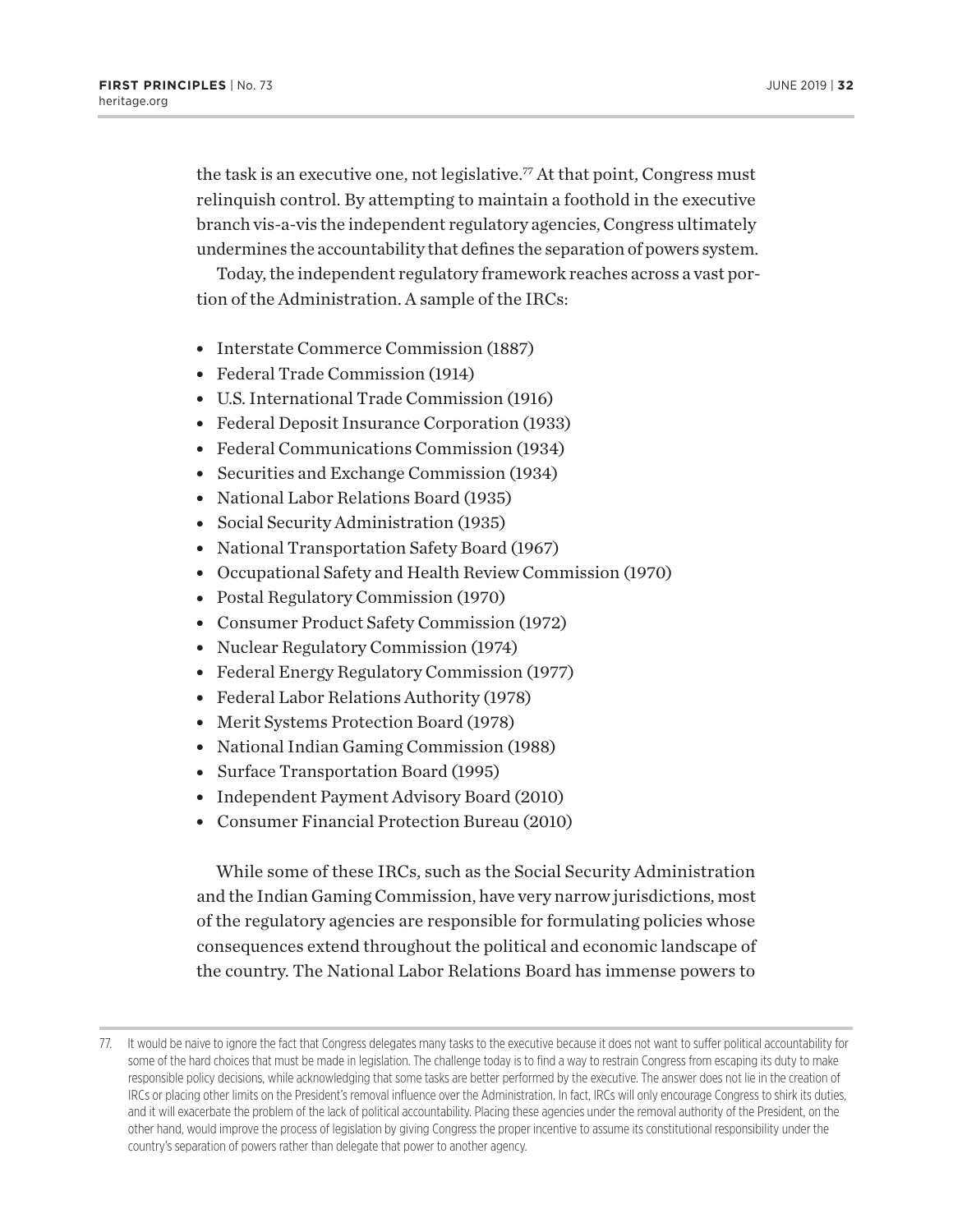the task is an executive one, not legislative.[77] At that point, Congress must relinquish control. By attempting to maintain a foothold in the executive branch vis-a-vis the independent regulatory agencies, Congress ultimately undermines the accountability that defines the separation of powers system.

Today, the independent regulatory framework reaches across a vast portion of the Administration. A sample of the IRCs:

- Interstate Commerce Commission (1887)
- Federal Trade Commission (1914)
- U.S. International Trade Commission (1916)
- Federal Deposit Insurance Corporation (1933)
- Federal Communications Commission (1934)
- Securities and Exchange Commission (1934)
- National Labor Relations Board (1935)
- Social Security Administration (1935)
- National Transportation Safety Board (1967)
- Occupational Safety and Health Review Commission (1970)
- Postal Regulatory Commission (1970)
- Consumer Product Safety Commission (1972)
- Nuclear Regulatory Commission (1974)
- Federal Energy Regulatory Commission (1977)
- Federal Labor Relations Authority (1978)
- Merit Systems Protection Board (1978)
- National Indian Gaming Commission (1988)
- Surface Transportation Board (1995)
- Independent Payment Advisory Board (2010)
- Consumer Financial Protection Bureau (2010)

While some of these IRCs, such as the Social Security Administration and the Indian Gaming Commission, have very narrow jurisdictions, most of the regulatory agencies are responsible for formulating policies whose consequences extend throughout the political and economic landscape of the country. The National Labor Relations Board has immense powers to

77. It would be naive to ignore the fact that Congress delegates many tasks to the executive because it does not want to suffer political accountability for some of the hard choices that must be made in legislation. The challenge today is to find a way to restrain Congress from escaping its duty to make responsible policy decisions, while acknowledging that some tasks are better performed by the executive. The answer does not lie in the creation of IRCs or placing other limits on the President's removal influence over the Administration. In fact, IRCs will only encourage Congress to shirk its duties, and it will exacerbate the problem of the lack of political accountability. Placing these agencies under the removal authority of the President, on the other hand, would improve the process of legislation by giving Congress the proper incentive to assume its constitutional responsibility under the country's separation of powers rather than delegate that power to another agency.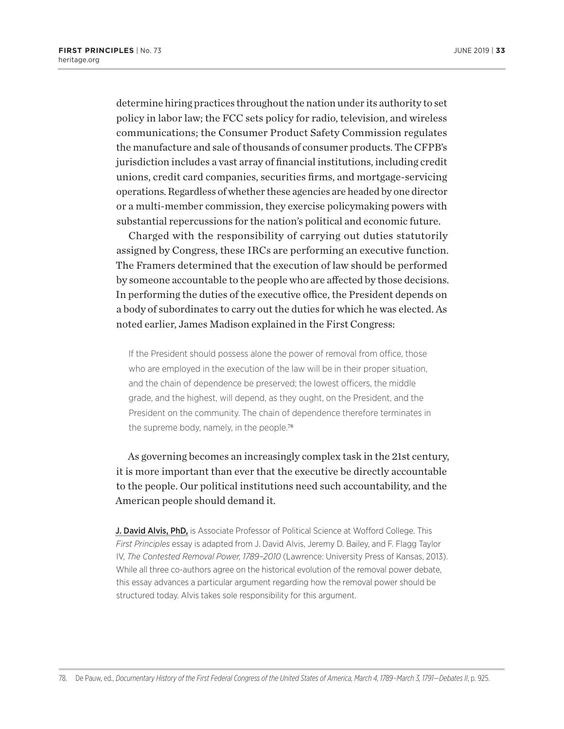determine hiring practices throughout the nation under its authority to set policy in labor law; the FCC sets policy for radio, television, and wireless communications; the Consumer Product Safety Commission regulates the manufacture and sale of thousands of consumer products. The CFPB's jurisdiction includes a vast array of financial institutions, including credit unions, credit card companies, securities firms, and mortgage-servicing operations. Regardless of whether these agencies are headed by one director or a multi-member commission, they exercise policymaking powers with substantial repercussions for the nation's political and economic future.

Charged with the responsibility of carrying out duties statutorily assigned by Congress, these IRCs are performing an executive function. The Framers determined that the execution of law should be performed by someone accountable to the people who are affected by those decisions. In performing the duties of the executive office, the President depends on a body of subordinates to carry out the duties for which he was elected. As noted earlier, James Madison explained in the First Congress:

> If the President should possess alone the power of removal from office, those who are employed in the execution of the law will be in their proper situation, and the chain of dependence be preserved; the lowest officers, the middle grade, and the highest, will depend, as they ought, on the President, and the President on the community. The chain of dependence therefore terminates in the supreme body, namely, in the people.[78]

As governing becomes an increasingly complex task in the 21st century, it is more important than ever that the executive be directly accountable to the people. Our political institutions need such accountability, and the American people should demand it.

**J. David Alvis, PhD,** is Associate Professor of Political Science at Wofford College. This *First Principles* essay is adapted from J. David Alvis, Jeremy D. Bailey, and F. Flagg Taylor IV, *The Contested Removal Power, 1789–2010* (Lawrence: University Press of Kansas, 2013). While all three co-authors agree on the historical evolution of the removal power debate, this essay advances a particular argument regarding how the removal power should be structured today. Alvis takes sole responsibility for this argument.

---

78. De Pauw, ed., *Documentary History of the First Federal Congress of the United States of America, March 4, 1789–March 3, 1791—Debates II*, p. 925.